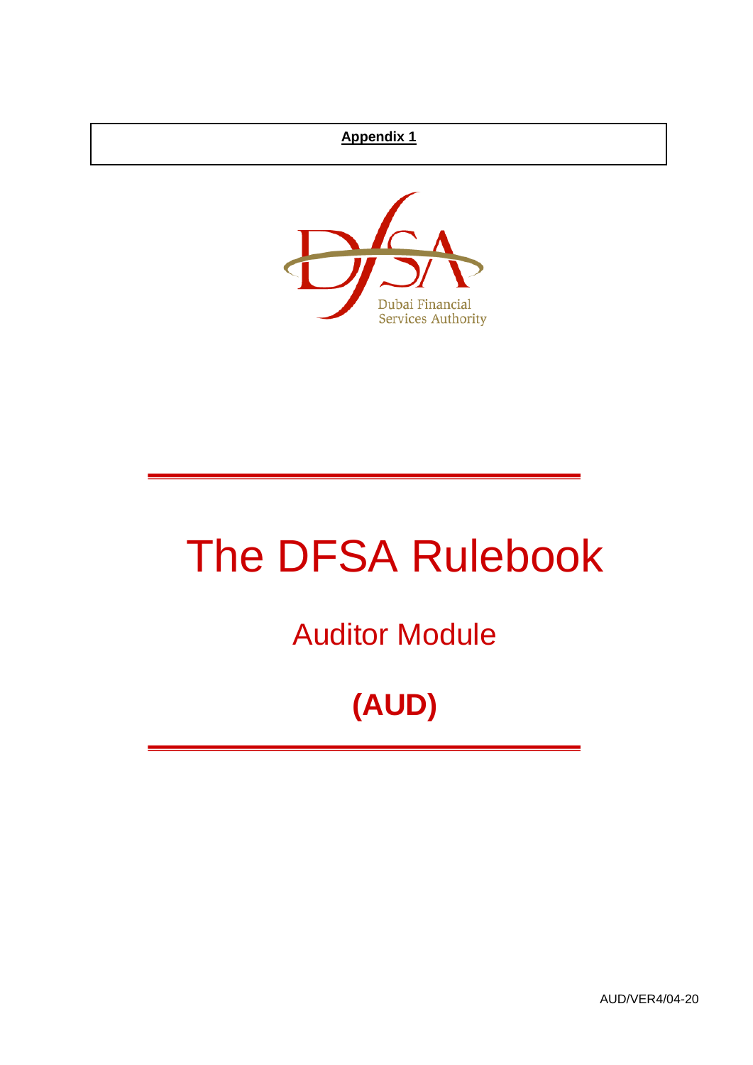**Appendix 1**

Dubai Financial Services Authority

# The DFSA Rulebook

## Auditor Module

## (AUD)

AUD/VER4/04-20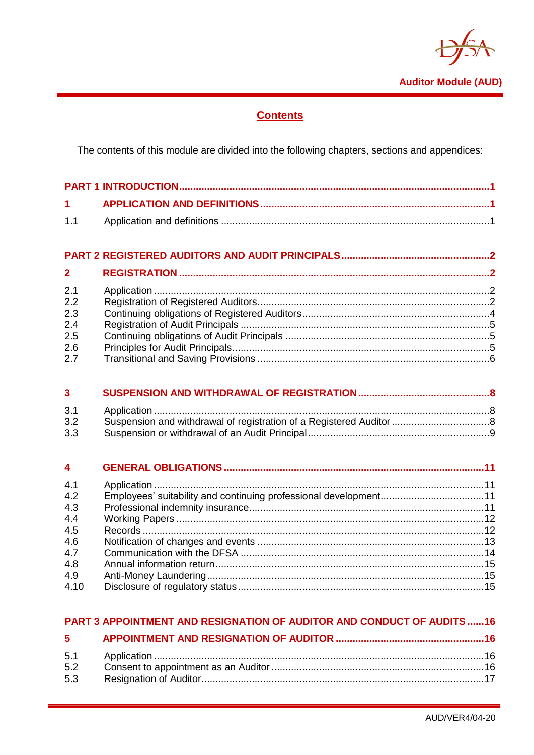## Contents

The contents of this module are divided into the following chapters, sections and appendices:

| | | |
|---|---|---|
| **PART 1** | **INTRODUCTION** | **1** |
| **1** | **APPLICATION AND DEFINITIONS** | **1** |
| 1.1 | Application and definitions | 1 |
| **PART 2** | **REGISTERED AUDITORS AND AUDIT PRINCIPALS** | **2** |
| **2** | **REGISTRATION** | **2** |
| 2.1 | Application | 2 |
| 2.2 | Registration of Registered Auditors | 2 |
| 2.3 | Continuing obligations of Registered Auditors | 4 |
| 2.4 | Registration of Audit Principals | 5 |
| 2.5 | Continuing obligations of Audit Principals | 5 |
| 2.6 | Principles for Audit Principals | 5 |
| 2.7 | Transitional and Saving Provisions | 6 |
| **3** | **SUSPENSION AND WITHDRAWAL OF REGISTRATION** | **8** |
| 3.1 | Application | 8 |
| 3.2 | Suspension and withdrawal of registration of a Registered Auditor | 8 |
| 3.3 | Suspension or withdrawal of an Audit Principal | 9 |
| **4** | **GENERAL OBLIGATIONS** | **11** |
| 4.1 | Application | 11 |
| 4.2 | Employees' suitability and continuing professional development | 11 |
| 4.3 | Professional indemnity insurance | 11 |
| 4.4 | Working Papers | 12 |
| 4.5 | Records | 12 |
| 4.6 | Notification of changes and events | 13 |
| 4.7 | Communication with the DFSA | 14 |
| 4.8 | Annual information return | 15 |
| 4.9 | Anti-Money Laundering | 15 |
| 4.10 | Disclosure of regulatory status | 15 |
| **PART 3** | **APPOINTMENT AND RESIGNATION OF AUDITOR AND CONDUCT OF AUDITS** | **16** |
| **5** | **APPOINTMENT AND RESIGNATION OF AUDITOR** | **16** |
| 5.1 | Application | 16 |
| 5.2 | Consent to appointment as an Auditor | 16 |
| 5.3 | Resignation of Auditor | 17 |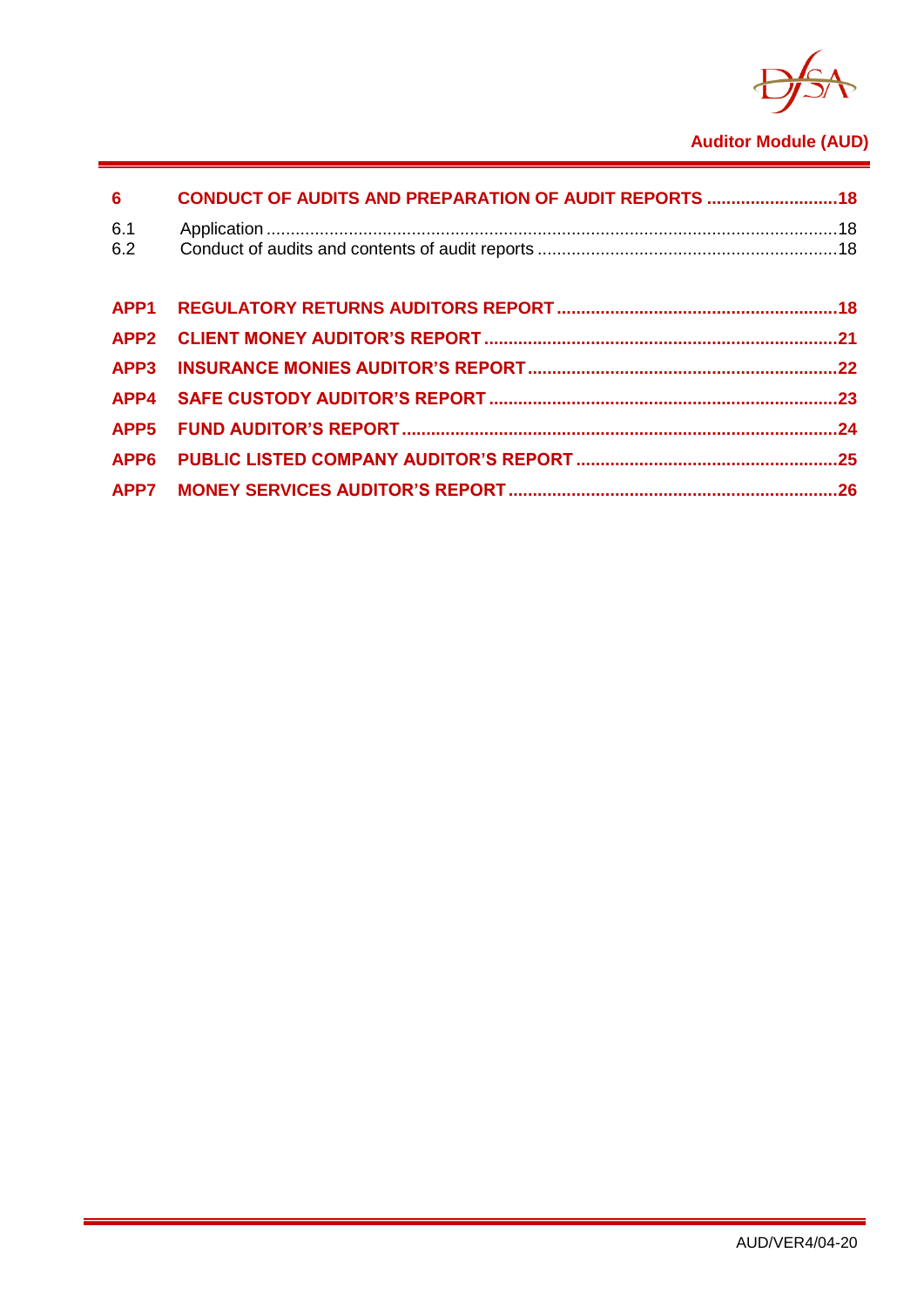| | | |
|---|---|---|
| **6** | **CONDUCT OF AUDITS AND PREPARATION OF AUDIT REPORTS** | **18** |
| 6.1 | Application | 18 |
| 6.2 | Conduct of audits and contents of audit reports | 18 |
| **APP1** | **REGULATORY RETURNS AUDITORS REPORT** | **18** |
| **APP2** | **CLIENT MONEY AUDITOR'S REPORT** | **21** |
| **APP3** | **INSURANCE MONIES AUDITOR'S REPORT** | **22** |
| **APP4** | **SAFE CUSTODY AUDITOR'S REPORT** | **23** |
| **APP5** | **FUND AUDITOR'S REPORT** | **24** |
| **APP6** | **PUBLIC LISTED COMPANY AUDITOR'S REPORT** | **25** |
| **APP7** | **MONEY SERVICES AUDITOR'S REPORT** | **26** |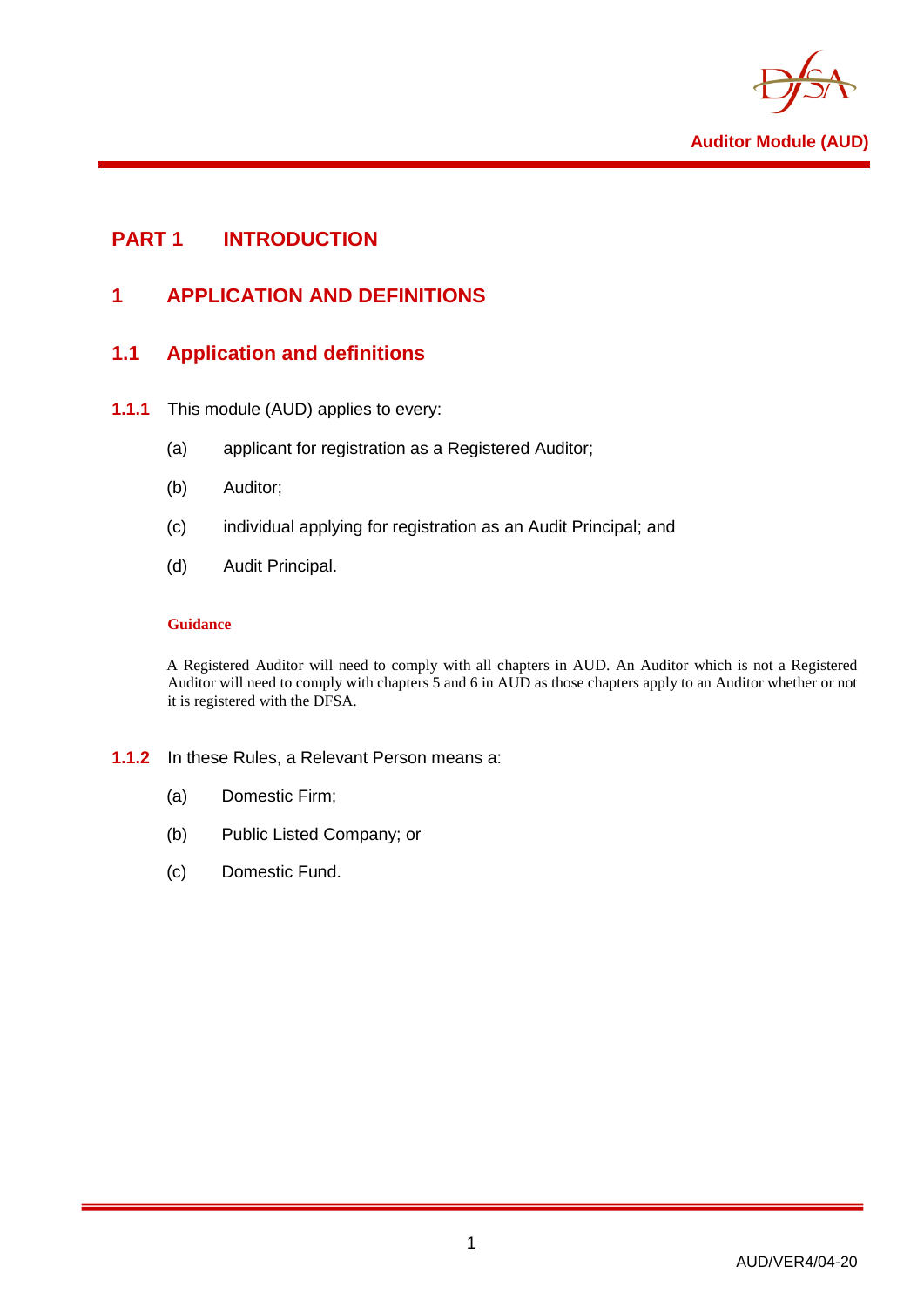# PART 1 INTRODUCTION

## 1 APPLICATION AND DEFINITIONS

### 1.1 Application and definitions

**1.1.1** This module (AUD) applies to every:

(a) applicant for registration as a Registered Auditor;

(b) Auditor;

(c) individual applying for registration as an Audit Principal; and

(d) Audit Principal.

**Guidance**

A Registered Auditor will need to comply with all chapters in AUD. An Auditor which is not a Registered Auditor will need to comply with chapters 5 and 6 in AUD as those chapters apply to an Auditor whether or not it is registered with the DFSA.

**1.1.2** In these Rules, a Relevant Person means a:

(a) Domestic Firm;

(b) Public Listed Company; or

(c) Domestic Fund.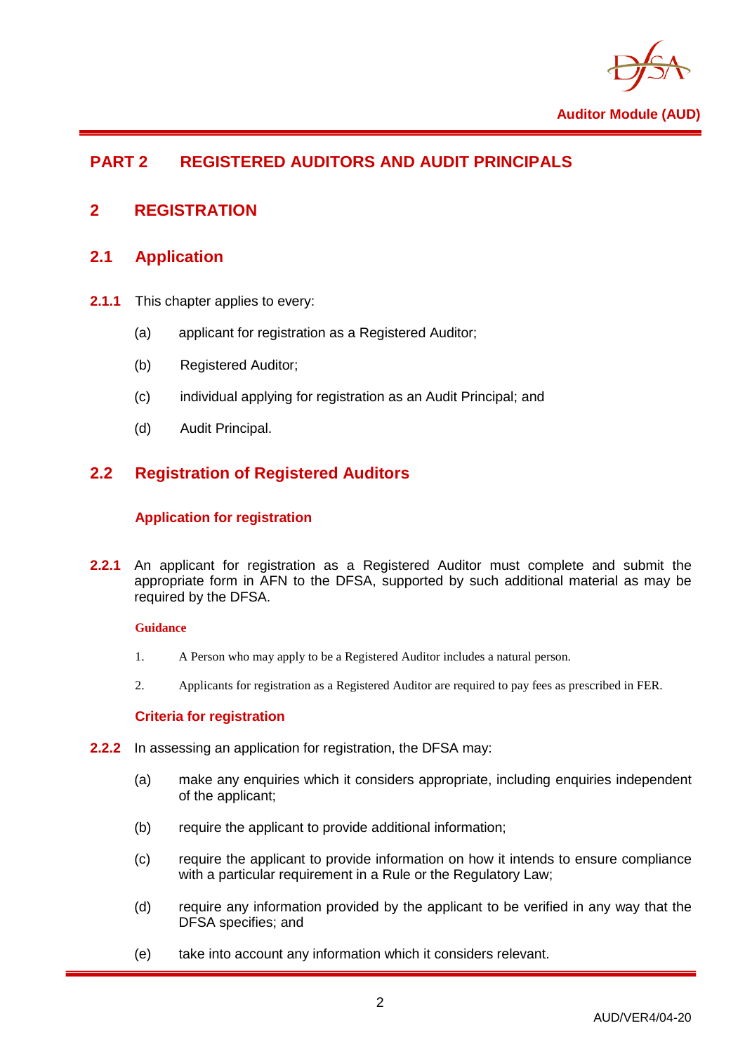# PART 2 REGISTERED AUDITORS AND AUDIT PRINCIPALS

## 2 REGISTRATION

### 2.1 Application

**2.1.1** This chapter applies to every:

(a) applicant for registration as a Registered Auditor;

(b) Registered Auditor;

(c) individual applying for registration as an Audit Principal; and

(d) Audit Principal.

### 2.2 Registration of Registered Auditors

#### Application for registration

**2.2.1** An applicant for registration as a Registered Auditor must complete and submit the appropriate form in AFN to the DFSA, supported by such additional material as may be required by the DFSA.

**Guidance**

1. A Person who may apply to be a Registered Auditor includes a natural person.

2. Applicants for registration as a Registered Auditor are required to pay fees as prescribed in FER.

#### Criteria for registration

**2.2.2** In assessing an application for registration, the DFSA may:

(a) make any enquiries which it considers appropriate, including enquiries independent of the applicant;

(b) require the applicant to provide additional information;

(c) require the applicant to provide information on how it intends to ensure compliance with a particular requirement in a Rule or the Regulatory Law;

(d) require any information provided by the applicant to be verified in any way that the DFSA specifies; and

(e) take into account any information which it considers relevant.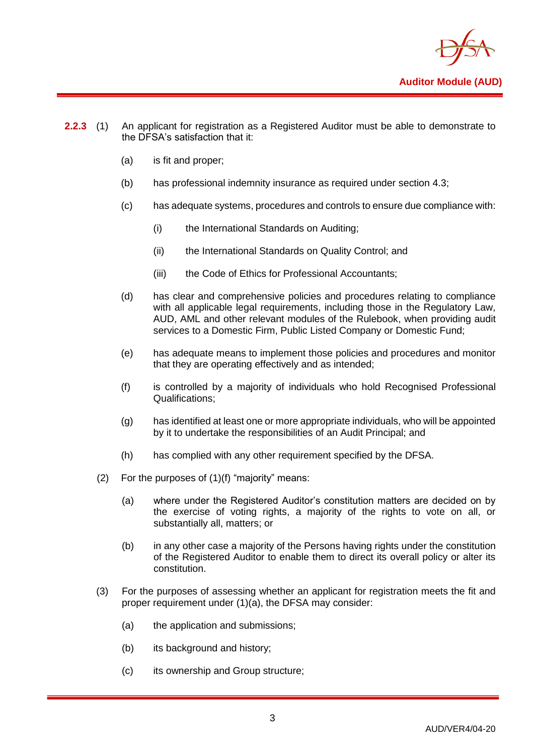**2.2.3** (1) An applicant for registration as a Registered Auditor must be able to demonstrate to the DFSA's satisfaction that it:

(a) is fit and proper;

(b) has professional indemnity insurance as required under section 4.3;

(c) has adequate systems, procedures and controls to ensure due compliance with:

(i) the International Standards on Auditing;

(ii) the International Standards on Quality Control; and

(iii) the Code of Ethics for Professional Accountants;

(d) has clear and comprehensive policies and procedures relating to compliance with all applicable legal requirements, including those in the Regulatory Law, AUD, AML and other relevant modules of the Rulebook, when providing audit services to a Domestic Firm, Public Listed Company or Domestic Fund;

(e) has adequate means to implement those policies and procedures and monitor that they are operating effectively and as intended;

(f) is controlled by a majority of individuals who hold Recognised Professional Qualifications;

(g) has identified at least one or more appropriate individuals, who will be appointed by it to undertake the responsibilities of an Audit Principal; and

(h) has complied with any other requirement specified by the DFSA.

(2) For the purposes of (1)(f) "majority" means:

(a) where under the Registered Auditor's constitution matters are decided on by the exercise of voting rights, a majority of the rights to vote on all, or substantially all, matters; or

(b) in any other case a majority of the Persons having rights under the constitution of the Registered Auditor to enable them to direct its overall policy or alter its constitution.

(3) For the purposes of assessing whether an applicant for registration meets the fit and proper requirement under (1)(a), the DFSA may consider:

(a) the application and submissions;

(b) its background and history;

(c) its ownership and Group structure;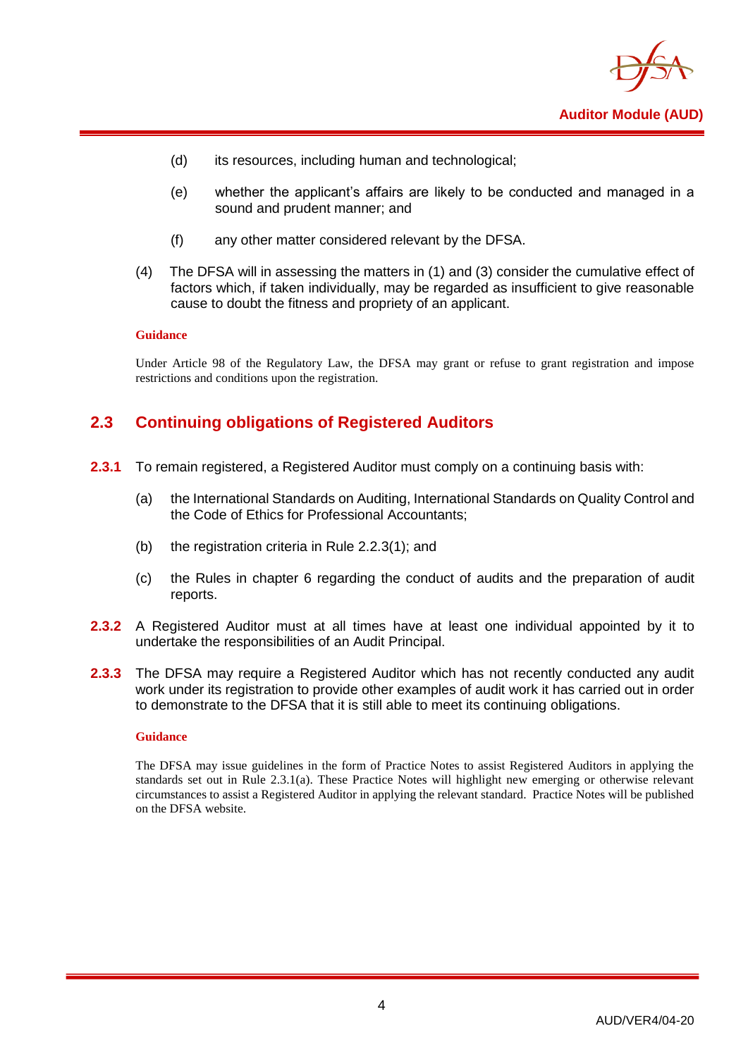(d) its resources, including human and technological;

(e) whether the applicant's affairs are likely to be conducted and managed in a sound and prudent manner; and

(f) any other matter considered relevant by the DFSA.

(4) The DFSA will in assessing the matters in (1) and (3) consider the cumulative effect of factors which, if taken individually, may be regarded as insufficient to give reasonable cause to doubt the fitness and propriety of an applicant.

**Guidance**

Under Article 98 of the Regulatory Law, the DFSA may grant or refuse to grant registration and impose restrictions and conditions upon the registration.

## 2.3 Continuing obligations of Registered Auditors

**2.3.1** To remain registered, a Registered Auditor must comply on a continuing basis with:

(a) the International Standards on Auditing, International Standards on Quality Control and the Code of Ethics for Professional Accountants;

(b) the registration criteria in Rule 2.2.3(1); and

(c) the Rules in chapter 6 regarding the conduct of audits and the preparation of audit reports.

**2.3.2** A Registered Auditor must at all times have at least one individual appointed by it to undertake the responsibilities of an Audit Principal.

**2.3.3** The DFSA may require a Registered Auditor which has not recently conducted any audit work under its registration to provide other examples of audit work it has carried out in order to demonstrate to the DFSA that it is still able to meet its continuing obligations.

**Guidance**

The DFSA may issue guidelines in the form of Practice Notes to assist Registered Auditors in applying the standards set out in Rule 2.3.1(a). These Practice Notes will highlight new emerging or otherwise relevant circumstances to assist a Registered Auditor in applying the relevant standard. Practice Notes will be published on the DFSA website.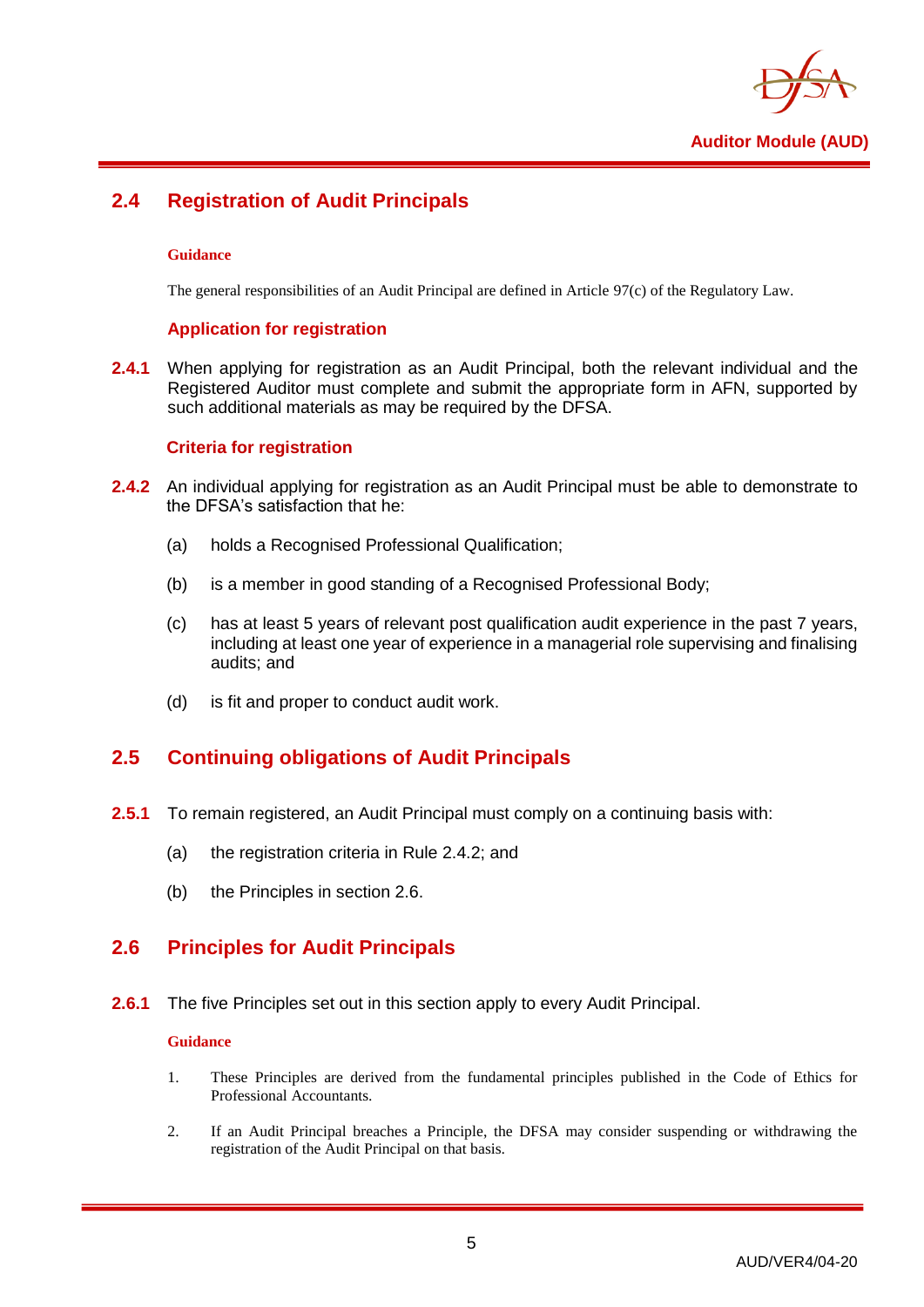## 2.4 Registration of Audit Principals

**Guidance**

The general responsibilities of an Audit Principal are defined in Article 97(c) of the Regulatory Law.

### Application for registration

**2.4.1** When applying for registration as an Audit Principal, both the relevant individual and the Registered Auditor must complete and submit the appropriate form in AFN, supported by such additional materials as may be required by the DFSA.

### Criteria for registration

**2.4.2** An individual applying for registration as an Audit Principal must be able to demonstrate to the DFSA's satisfaction that he:

(a) holds a Recognised Professional Qualification;

(b) is a member in good standing of a Recognised Professional Body;

(c) has at least 5 years of relevant post qualification audit experience in the past 7 years, including at least one year of experience in a managerial role supervising and finalising audits; and

(d) is fit and proper to conduct audit work.

## 2.5 Continuing obligations of Audit Principals

**2.5.1** To remain registered, an Audit Principal must comply on a continuing basis with:

(a) the registration criteria in Rule 2.4.2; and

(b) the Principles in section 2.6.

## 2.6 Principles for Audit Principals

**2.6.1** The five Principles set out in this section apply to every Audit Principal.

**Guidance**

1. These Principles are derived from the fundamental principles published in the Code of Ethics for Professional Accountants.

2. If an Audit Principal breaches a Principle, the DFSA may consider suspending or withdrawing the registration of the Audit Principal on that basis.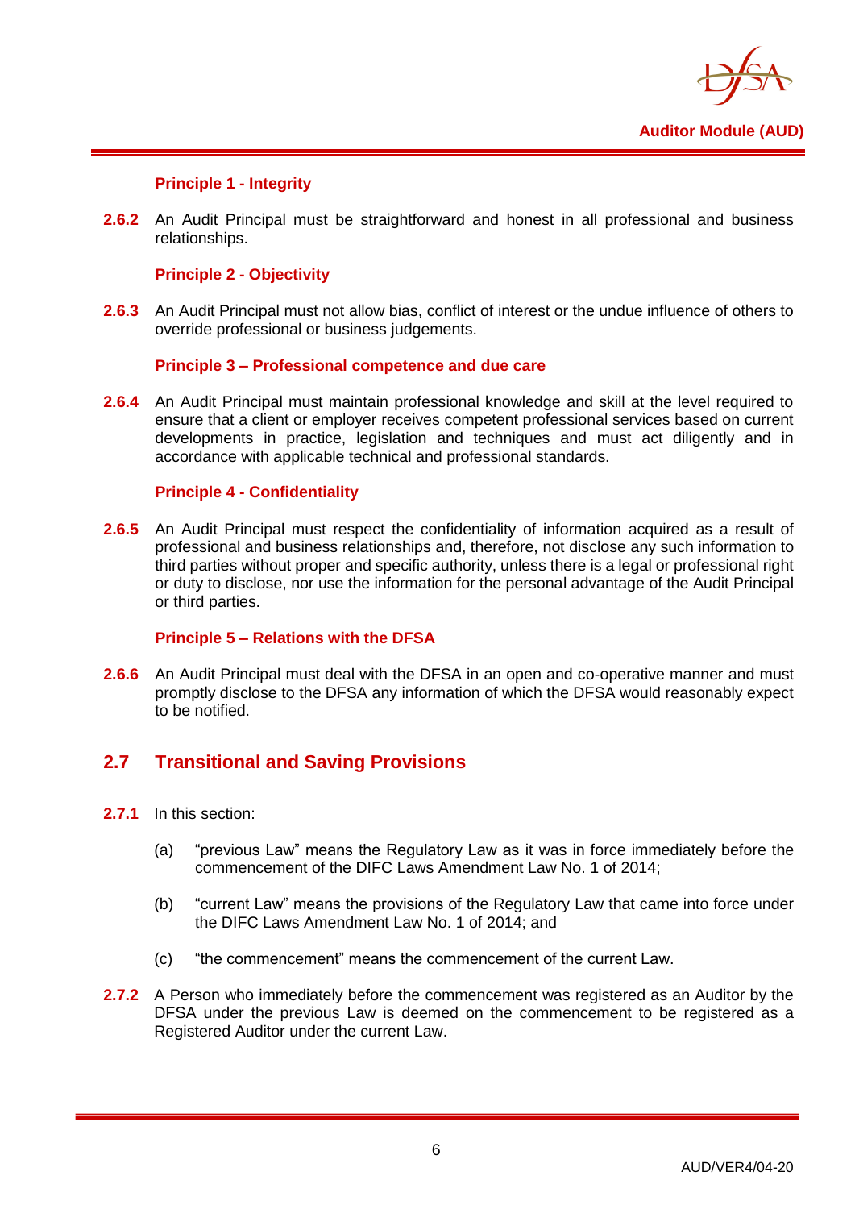### Principle 1 - Integrity

**2.6.2** An Audit Principal must be straightforward and honest in all professional and business relationships.

### Principle 2 - Objectivity

**2.6.3** An Audit Principal must not allow bias, conflict of interest or the undue influence of others to override professional or business judgements.

### Principle 3 – Professional competence and due care

**2.6.4** An Audit Principal must maintain professional knowledge and skill at the level required to ensure that a client or employer receives competent professional services based on current developments in practice, legislation and techniques and must act diligently and in accordance with applicable technical and professional standards.

### Principle 4 - Confidentiality

**2.6.5** An Audit Principal must respect the confidentiality of information acquired as a result of professional and business relationships and, therefore, not disclose any such information to third parties without proper and specific authority, unless there is a legal or professional right or duty to disclose, nor use the information for the personal advantage of the Audit Principal or third parties.

### Principle 5 – Relations with the DFSA

**2.6.6** An Audit Principal must deal with the DFSA in an open and co-operative manner and must promptly disclose to the DFSA any information of which the DFSA would reasonably expect to be notified.

## 2.7 Transitional and Saving Provisions

**2.7.1** In this section:

(a) "previous Law" means the Regulatory Law as it was in force immediately before the commencement of the DIFC Laws Amendment Law No. 1 of 2014;

(b) "current Law" means the provisions of the Regulatory Law that came into force under the DIFC Laws Amendment Law No. 1 of 2014; and

(c) "the commencement" means the commencement of the current Law.

**2.7.2** A Person who immediately before the commencement was registered as an Auditor by the DFSA under the previous Law is deemed on the commencement to be registered as a Registered Auditor under the current Law.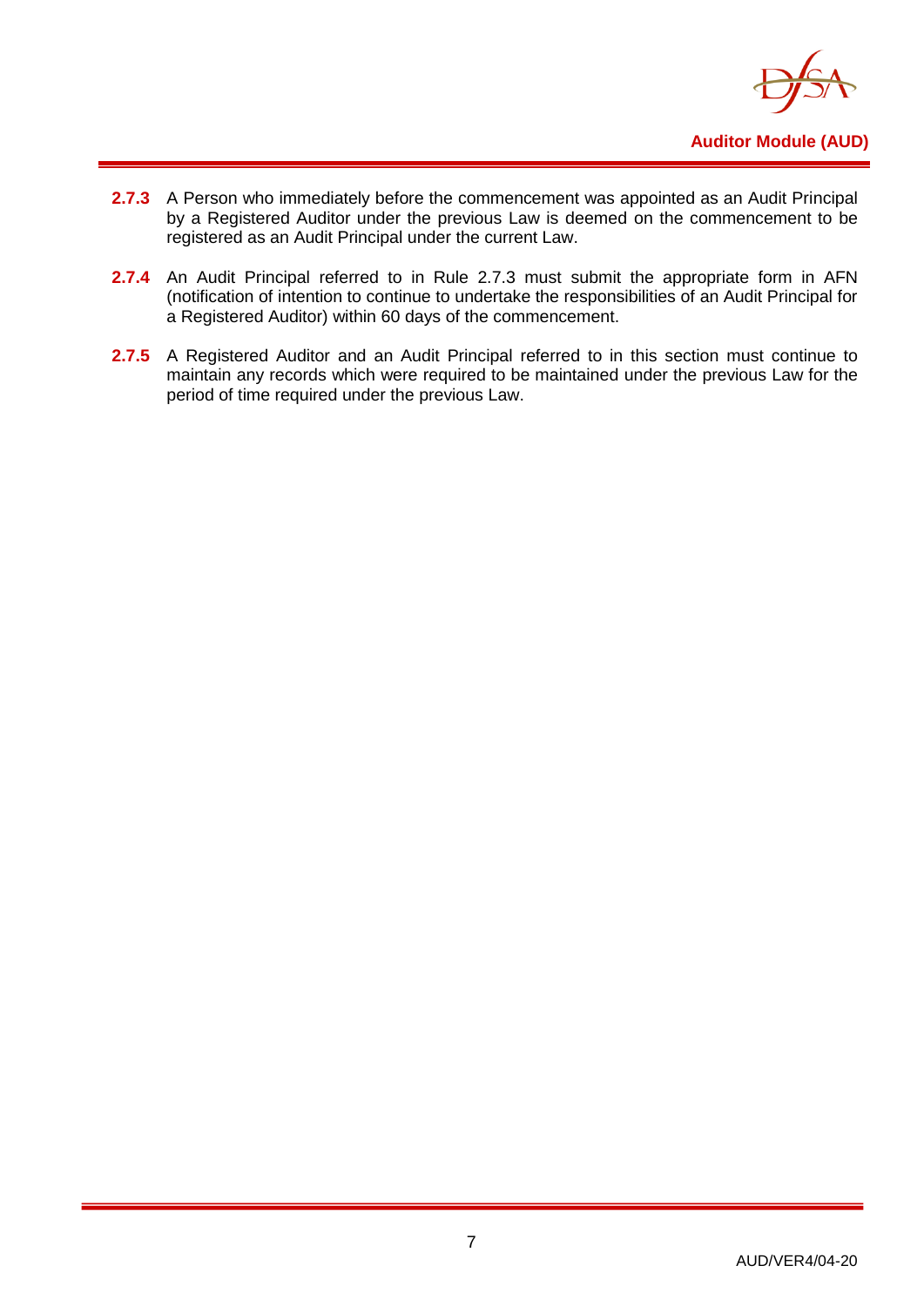**2.7.3** A Person who immediately before the commencement was appointed as an Audit Principal by a Registered Auditor under the previous Law is deemed on the commencement to be registered as an Audit Principal under the current Law.

**2.7.4** An Audit Principal referred to in Rule 2.7.3 must submit the appropriate form in AFN (notification of intention to continue to undertake the responsibilities of an Audit Principal for a Registered Auditor) within 60 days of the commencement.

**2.7.5** A Registered Auditor and an Audit Principal referred to in this section must continue to maintain any records which were required to be maintained under the previous Law for the period of time required under the previous Law.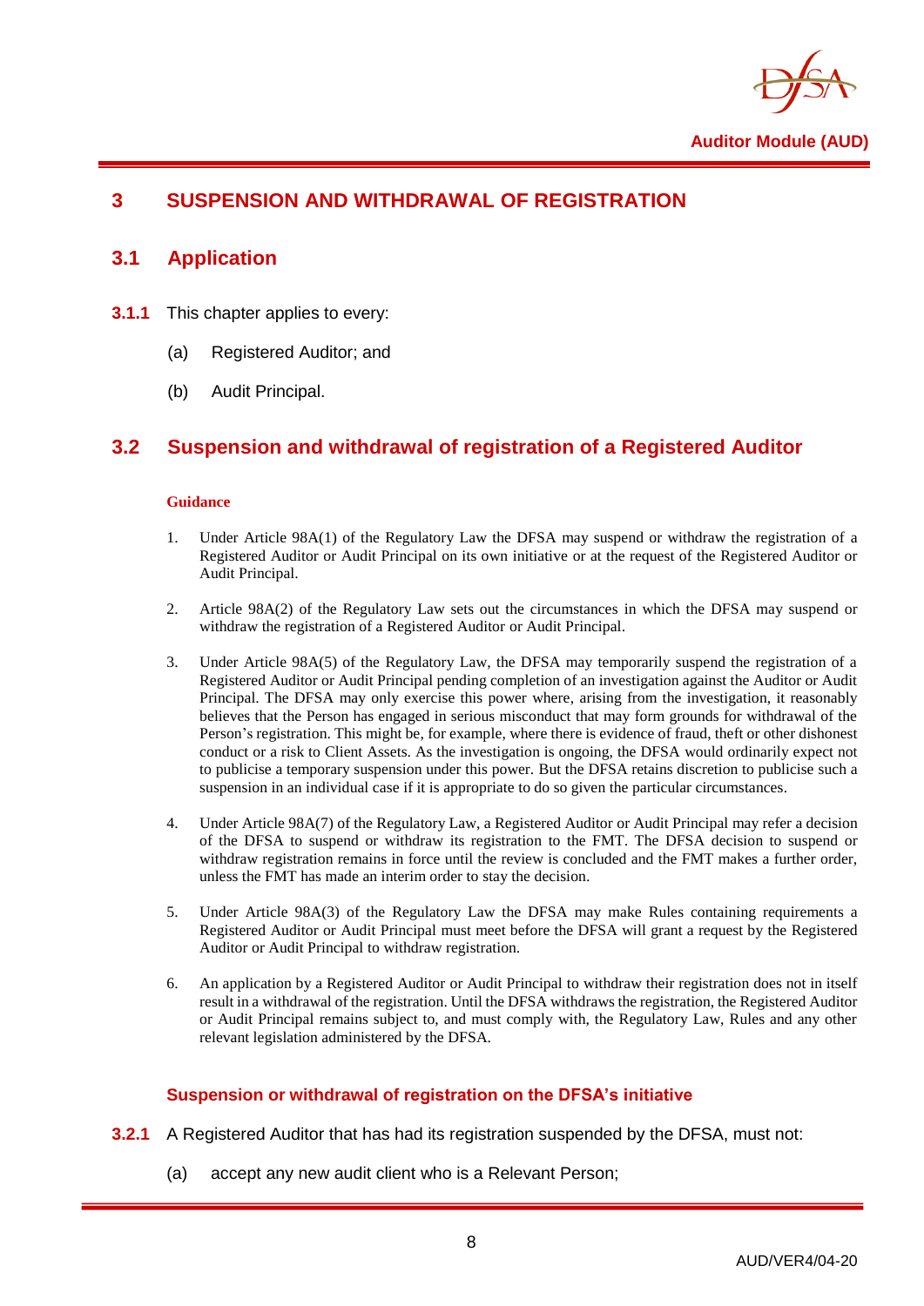## 3 SUSPENSION AND WITHDRAWAL OF REGISTRATION

### 3.1 Application

**3.1.1** This chapter applies to every:

(a) Registered Auditor; and

(b) Audit Principal.

### 3.2 Suspension and withdrawal of registration of a Registered Auditor

**Guidance**

1. Under Article 98A(1) of the Regulatory Law the DFSA may suspend or withdraw the registration of a Registered Auditor or Audit Principal on its own initiative or at the request of the Registered Auditor or Audit Principal.

2. Article 98A(2) of the Regulatory Law sets out the circumstances in which the DFSA may suspend or withdraw the registration of a Registered Auditor or Audit Principal.

3. Under Article 98A(5) of the Regulatory Law, the DFSA may temporarily suspend the registration of a Registered Auditor or Audit Principal pending completion of an investigation against the Auditor or Audit Principal. The DFSA may only exercise this power where, arising from the investigation, it reasonably believes that the Person has engaged in serious misconduct that may form grounds for withdrawal of the Person's registration. This might be, for example, where there is evidence of fraud, theft or other dishonest conduct or a risk to Client Assets. As the investigation is ongoing, the DFSA would ordinarily expect not to publicise a temporary suspension under this power. But the DFSA retains discretion to publicise such a suspension in an individual case if it is appropriate to do so given the particular circumstances.

4. Under Article 98A(7) of the Regulatory Law, a Registered Auditor or Audit Principal may refer a decision of the DFSA to suspend or withdraw its registration to the FMT. The DFSA decision to suspend or withdraw registration remains in force until the review is concluded and the FMT makes a further order, unless the FMT has made an interim order to stay the decision.

5. Under Article 98A(3) of the Regulatory Law the DFSA may make Rules containing requirements a Registered Auditor or Audit Principal must meet before the DFSA will grant a request by the Registered Auditor or Audit Principal to withdraw registration.

6. An application by a Registered Auditor or Audit Principal to withdraw their registration does not in itself result in a withdrawal of the registration. Until the DFSA withdraws the registration, the Registered Auditor or Audit Principal remains subject to, and must comply with, the Regulatory Law, Rules and any other relevant legislation administered by the DFSA.

#### Suspension or withdrawal of registration on the DFSA's initiative

**3.2.1** A Registered Auditor that has had its registration suspended by the DFSA, must not:

(a) accept any new audit client who is a Relevant Person;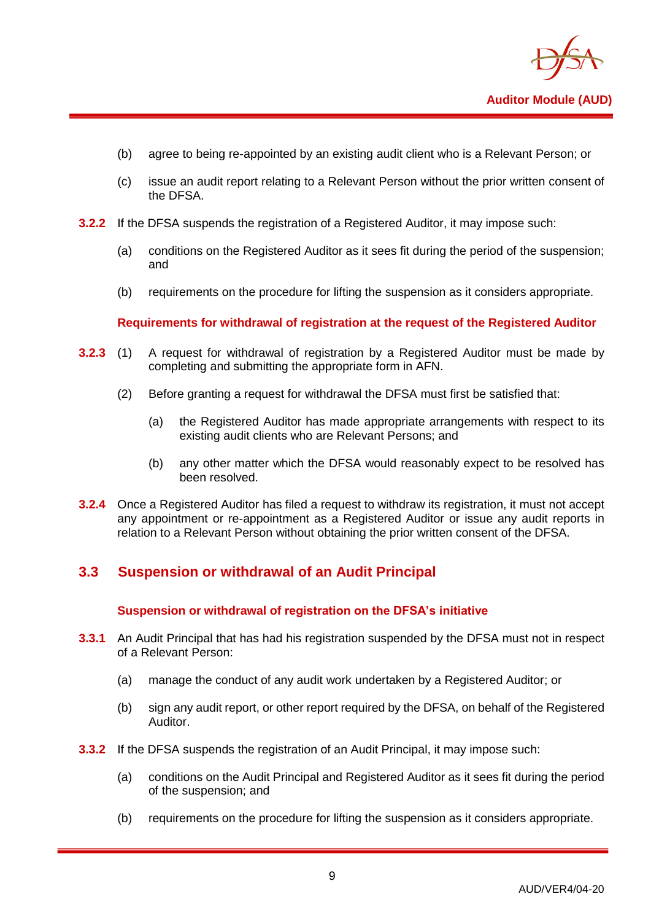(b) agree to being re-appointed by an existing audit client who is a Relevant Person; or

(c) issue an audit report relating to a Relevant Person without the prior written consent of the DFSA.

**3.2.2** If the DFSA suspends the registration of a Registered Auditor, it may impose such:

(a) conditions on the Registered Auditor as it sees fit during the period of the suspension; and

(b) requirements on the procedure for lifting the suspension as it considers appropriate.

#### Requirements for withdrawal of registration at the request of the Registered Auditor

**3.2.3** (1) A request for withdrawal of registration by a Registered Auditor must be made by completing and submitting the appropriate form in AFN.

(2) Before granting a request for withdrawal the DFSA must first be satisfied that:

(a) the Registered Auditor has made appropriate arrangements with respect to its existing audit clients who are Relevant Persons; and

(b) any other matter which the DFSA would reasonably expect to be resolved has been resolved.

**3.2.4** Once a Registered Auditor has filed a request to withdraw its registration, it must not accept any appointment or re-appointment as a Registered Auditor or issue any audit reports in relation to a Relevant Person without obtaining the prior written consent of the DFSA.

## 3.3 Suspension or withdrawal of an Audit Principal

#### Suspension or withdrawal of registration on the DFSA's initiative

**3.3.1** An Audit Principal that has had his registration suspended by the DFSA must not in respect of a Relevant Person:

(a) manage the conduct of any audit work undertaken by a Registered Auditor; or

(b) sign any audit report, or other report required by the DFSA, on behalf of the Registered Auditor.

**3.3.2** If the DFSA suspends the registration of an Audit Principal, it may impose such:

(a) conditions on the Audit Principal and Registered Auditor as it sees fit during the period of the suspension; and

(b) requirements on the procedure for lifting the suspension as it considers appropriate.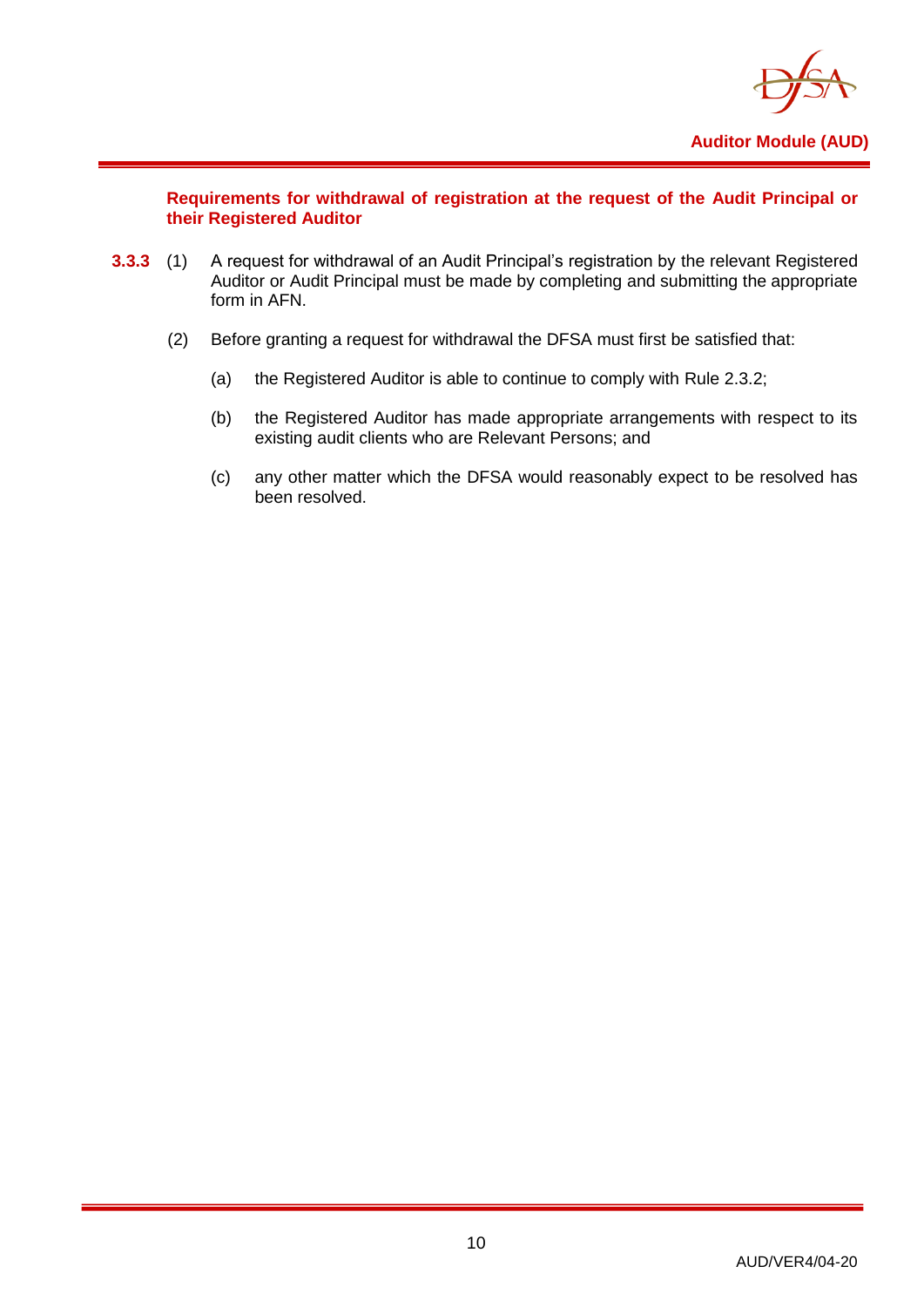**Requirements for withdrawal of registration at the request of the Audit Principal or their Registered Auditor**

**3.3.3** (1) A request for withdrawal of an Audit Principal's registration by the relevant Registered Auditor or Audit Principal must be made by completing and submitting the appropriate form in AFN.

(2) Before granting a request for withdrawal the DFSA must first be satisfied that:

(a) the Registered Auditor is able to continue to comply with Rule 2.3.2;

(b) the Registered Auditor has made appropriate arrangements with respect to its existing audit clients who are Relevant Persons; and

(c) any other matter which the DFSA would reasonably expect to be resolved has been resolved.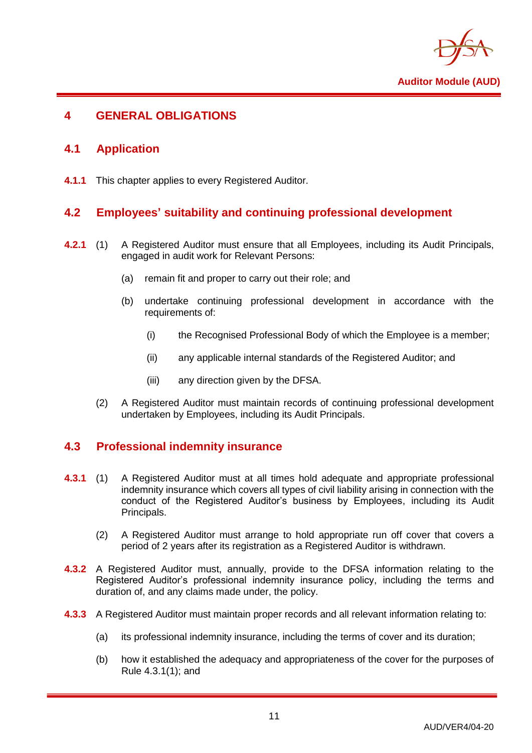# 4 GENERAL OBLIGATIONS

## 4.1 Application

**4.1.1** This chapter applies to every Registered Auditor.

## 4.2 Employees' suitability and continuing professional development

**4.2.1** (1) A Registered Auditor must ensure that all Employees, including its Audit Principals, engaged in audit work for Relevant Persons:

- (a) remain fit and proper to carry out their role; and
- (b) undertake continuing professional development in accordance with the requirements of:
  - (i) the Recognised Professional Body of which the Employee is a member;
  - (ii) any applicable internal standards of the Registered Auditor; and
  - (iii) any direction given by the DFSA.

(2) A Registered Auditor must maintain records of continuing professional development undertaken by Employees, including its Audit Principals.

## 4.3 Professional indemnity insurance

**4.3.1** (1) A Registered Auditor must at all times hold adequate and appropriate professional indemnity insurance which covers all types of civil liability arising in connection with the conduct of the Registered Auditor's business by Employees, including its Audit Principals.

(2) A Registered Auditor must arrange to hold appropriate run off cover that covers a period of 2 years after its registration as a Registered Auditor is withdrawn.

**4.3.2** A Registered Auditor must, annually, provide to the DFSA information relating to the Registered Auditor's professional indemnity insurance policy, including the terms and duration of, and any claims made under, the policy.

**4.3.3** A Registered Auditor must maintain proper records and all relevant information relating to:

- (a) its professional indemnity insurance, including the terms of cover and its duration;
- (b) how it established the adequacy and appropriateness of the cover for the purposes of Rule 4.3.1(1); and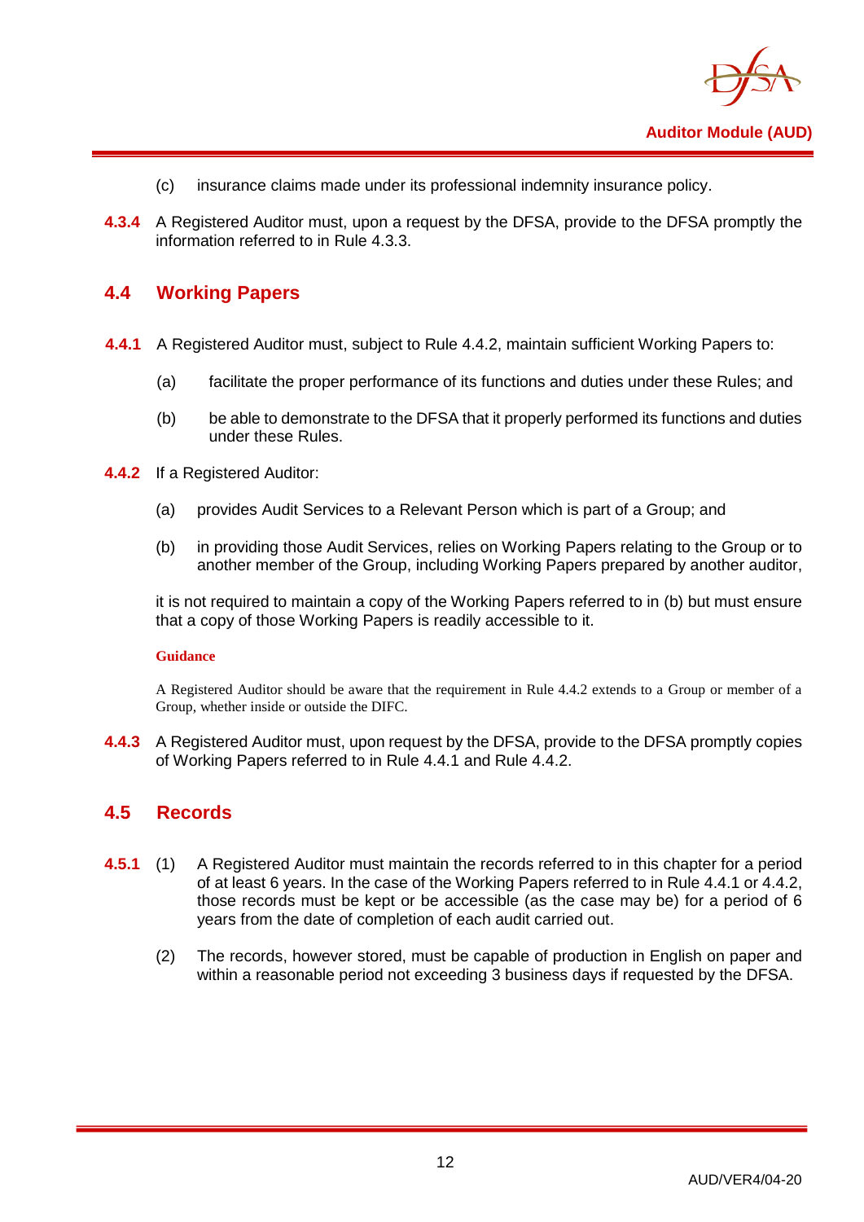(c) insurance claims made under its professional indemnity insurance policy.

**4.3.4** A Registered Auditor must, upon a request by the DFSA, provide to the DFSA promptly the information referred to in Rule 4.3.3.

## 4.4 Working Papers

**4.4.1** A Registered Auditor must, subject to Rule 4.4.2, maintain sufficient Working Papers to:

(a) facilitate the proper performance of its functions and duties under these Rules; and

(b) be able to demonstrate to the DFSA that it properly performed its functions and duties under these Rules.

**4.4.2** If a Registered Auditor:

(a) provides Audit Services to a Relevant Person which is part of a Group; and

(b) in providing those Audit Services, relies on Working Papers relating to the Group or to another member of the Group, including Working Papers prepared by another auditor,

it is not required to maintain a copy of the Working Papers referred to in (b) but must ensure that a copy of those Working Papers is readily accessible to it.

**Guidance**

A Registered Auditor should be aware that the requirement in Rule 4.4.2 extends to a Group or member of a Group, whether inside or outside the DIFC.

**4.4.3** A Registered Auditor must, upon request by the DFSA, provide to the DFSA promptly copies of Working Papers referred to in Rule 4.4.1 and Rule 4.4.2.

## 4.5 Records

**4.5.1** (1) A Registered Auditor must maintain the records referred to in this chapter for a period of at least 6 years. In the case of the Working Papers referred to in Rule 4.4.1 or 4.4.2, those records must be kept or be accessible (as the case may be) for a period of 6 years from the date of completion of each audit carried out.

(2) The records, however stored, must be capable of production in English on paper and within a reasonable period not exceeding 3 business days if requested by the DFSA.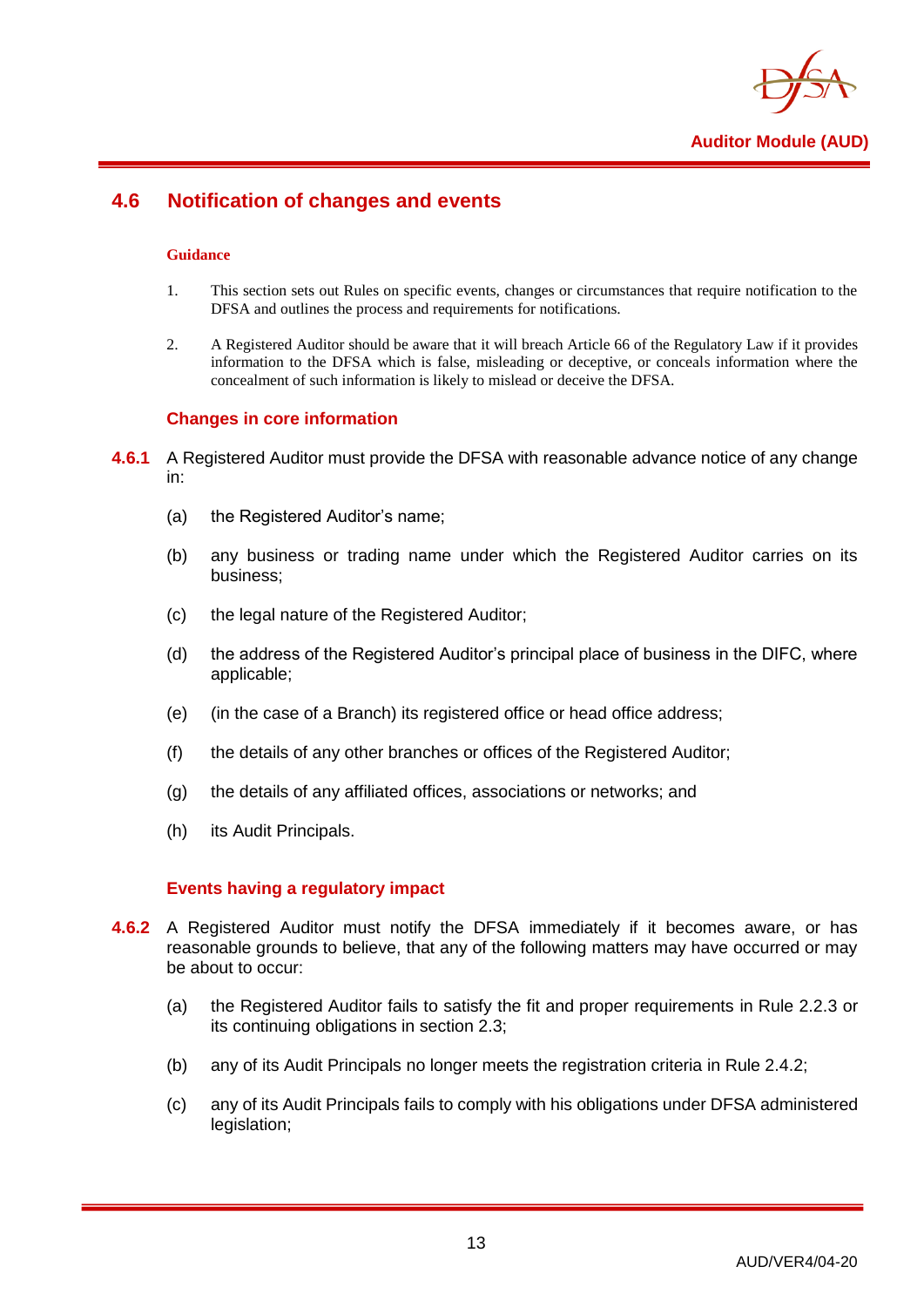## 4.6 Notification of changes and events

**Guidance**

1. This section sets out Rules on specific events, changes or circumstances that require notification to the DFSA and outlines the process and requirements for notifications.

2. A Registered Auditor should be aware that it will breach Article 66 of the Regulatory Law if it provides information to the DFSA which is false, misleading or deceptive, or conceals information where the concealment of such information is likely to mislead or deceive the DFSA.

### Changes in core information

**4.6.1** A Registered Auditor must provide the DFSA with reasonable advance notice of any change in:

(a) the Registered Auditor's name;

(b) any business or trading name under which the Registered Auditor carries on its business;

(c) the legal nature of the Registered Auditor;

(d) the address of the Registered Auditor's principal place of business in the DIFC, where applicable;

(e) (in the case of a Branch) its registered office or head office address;

(f) the details of any other branches or offices of the Registered Auditor;

(g) the details of any affiliated offices, associations or networks; and

(h) its Audit Principals.

### Events having a regulatory impact

**4.6.2** A Registered Auditor must notify the DFSA immediately if it becomes aware, or has reasonable grounds to believe, that any of the following matters may have occurred or may be about to occur:

(a) the Registered Auditor fails to satisfy the fit and proper requirements in Rule 2.2.3 or its continuing obligations in section 2.3;

(b) any of its Audit Principals no longer meets the registration criteria in Rule 2.4.2;

(c) any of its Audit Principals fails to comply with his obligations under DFSA administered legislation;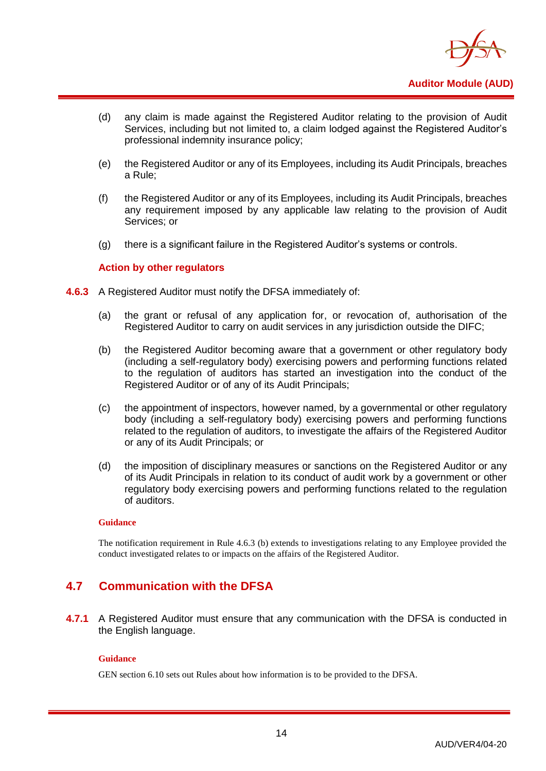(d) any claim is made against the Registered Auditor relating to the provision of Audit Services, including but not limited to, a claim lodged against the Registered Auditor's professional indemnity insurance policy;

(e) the Registered Auditor or any of its Employees, including its Audit Principals, breaches a Rule;

(f) the Registered Auditor or any of its Employees, including its Audit Principals, breaches any requirement imposed by any applicable law relating to the provision of Audit Services; or

(g) there is a significant failure in the Registered Auditor's systems or controls.

#### Action by other regulators

**4.6.3** A Registered Auditor must notify the DFSA immediately of:

(a) the grant or refusal of any application for, or revocation of, authorisation of the Registered Auditor to carry on audit services in any jurisdiction outside the DIFC;

(b) the Registered Auditor becoming aware that a government or other regulatory body (including a self-regulatory body) exercising powers and performing functions related to the regulation of auditors has started an investigation into the conduct of the Registered Auditor or of any of its Audit Principals;

(c) the appointment of inspectors, however named, by a governmental or other regulatory body (including a self-regulatory body) exercising powers and performing functions related to the regulation of auditors, to investigate the affairs of the Registered Auditor or any of its Audit Principals; or

(d) the imposition of disciplinary measures or sanctions on the Registered Auditor or any of its Audit Principals in relation to its conduct of audit work by a government or other regulatory body exercising powers and performing functions related to the regulation of auditors.

**Guidance**

The notification requirement in Rule 4.6.3 (b) extends to investigations relating to any Employee provided the conduct investigated relates to or impacts on the affairs of the Registered Auditor.

## 4.7 Communication with the DFSA

**4.7.1** A Registered Auditor must ensure that any communication with the DFSA is conducted in the English language.

**Guidance**

GEN section 6.10 sets out Rules about how information is to be provided to the DFSA.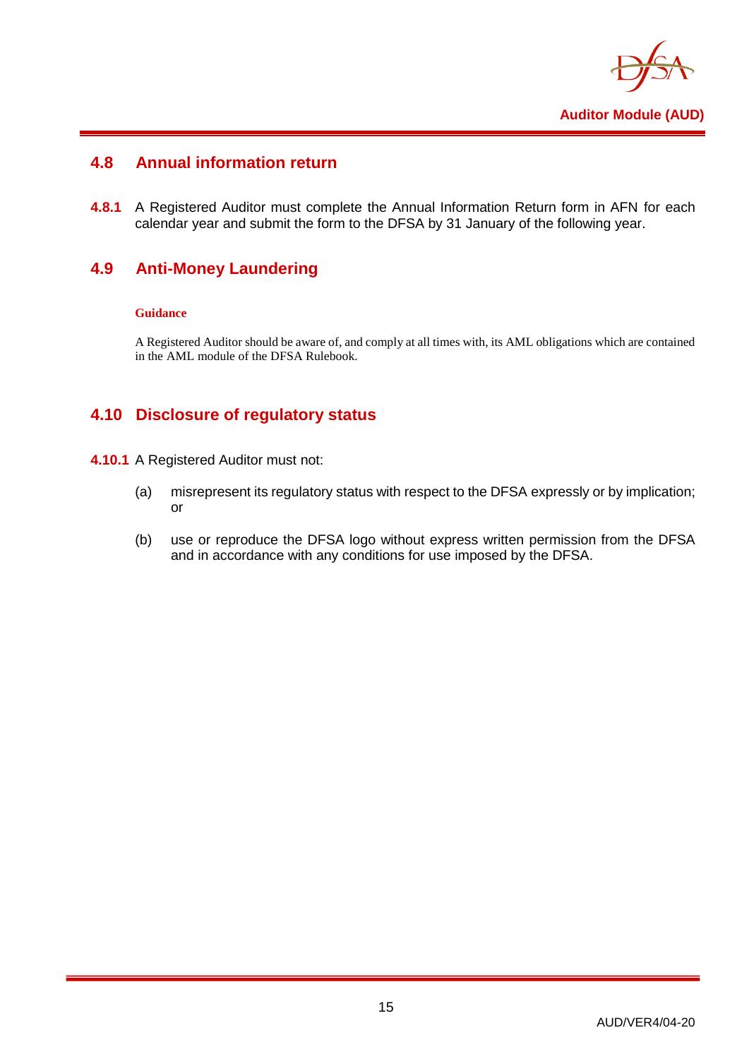## 4.8 Annual information return

**4.8.1** A Registered Auditor must complete the Annual Information Return form in AFN for each calendar year and submit the form to the DFSA by 31 January of the following year.

## 4.9 Anti-Money Laundering

**Guidance**

A Registered Auditor should be aware of, and comply at all times with, its AML obligations which are contained in the AML module of the DFSA Rulebook.

## 4.10 Disclosure of regulatory status

**4.10.1** A Registered Auditor must not:

(a) misrepresent its regulatory status with respect to the DFSA expressly or by implication; or

(b) use or reproduce the DFSA logo without express written permission from the DFSA and in accordance with any conditions for use imposed by the DFSA.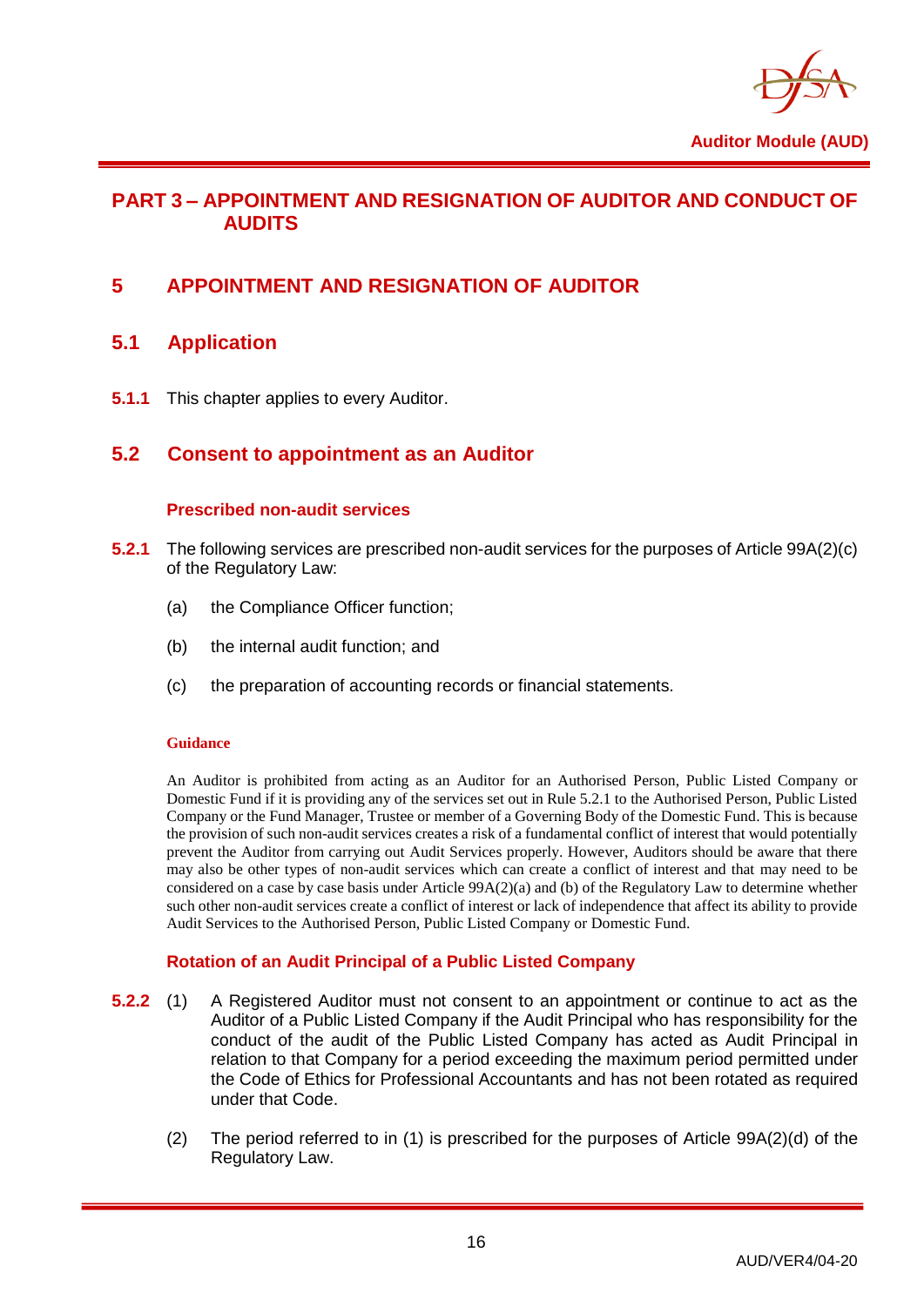# PART 3 – APPOINTMENT AND RESIGNATION OF AUDITOR AND CONDUCT OF AUDITS

## 5 APPOINTMENT AND RESIGNATION OF AUDITOR

### 5.1 Application

**5.1.1** This chapter applies to every Auditor.

### 5.2 Consent to appointment as an Auditor

#### Prescribed non-audit services

**5.2.1** The following services are prescribed non-audit services for the purposes of Article 99A(2)(c) of the Regulatory Law:

(a) the Compliance Officer function;

(b) the internal audit function; and

(c) the preparation of accounting records or financial statements.

**Guidance**

An Auditor is prohibited from acting as an Auditor for an Authorised Person, Public Listed Company or Domestic Fund if it is providing any of the services set out in Rule 5.2.1 to the Authorised Person, Public Listed Company or the Fund Manager, Trustee or member of a Governing Body of the Domestic Fund. This is because the provision of such non-audit services creates a risk of a fundamental conflict of interest that would potentially prevent the Auditor from carrying out Audit Services properly. However, Auditors should be aware that there may also be other types of non-audit services which can create a conflict of interest and that may need to be considered on a case by case basis under Article 99A(2)(a) and (b) of the Regulatory Law to determine whether such other non-audit services create a conflict of interest or lack of independence that affect its ability to provide Audit Services to the Authorised Person, Public Listed Company or Domestic Fund.

#### Rotation of an Audit Principal of a Public Listed Company

**5.2.2** (1) A Registered Auditor must not consent to an appointment or continue to act as the Auditor of a Public Listed Company if the Audit Principal who has responsibility for the conduct of the audit of the Public Listed Company has acted as Audit Principal in relation to that Company for a period exceeding the maximum period permitted under the Code of Ethics for Professional Accountants and has not been rotated as required under that Code.

(2) The period referred to in (1) is prescribed for the purposes of Article 99A(2)(d) of the Regulatory Law.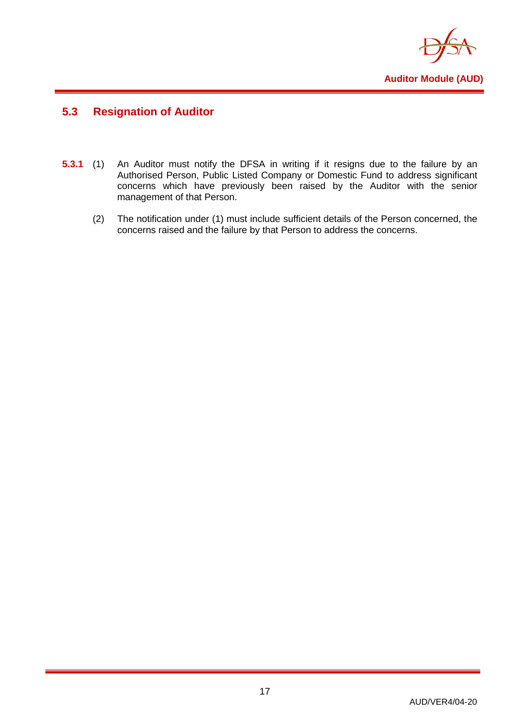## 5.3 Resignation of Auditor

**5.3.1** (1) An Auditor must notify the DFSA in writing if it resigns due to the failure by an Authorised Person, Public Listed Company or Domestic Fund to address significant concerns which have previously been raised by the Auditor with the senior management of that Person.

(2) The notification under (1) must include sufficient details of the Person concerned, the concerns raised and the failure by that Person to address the concerns.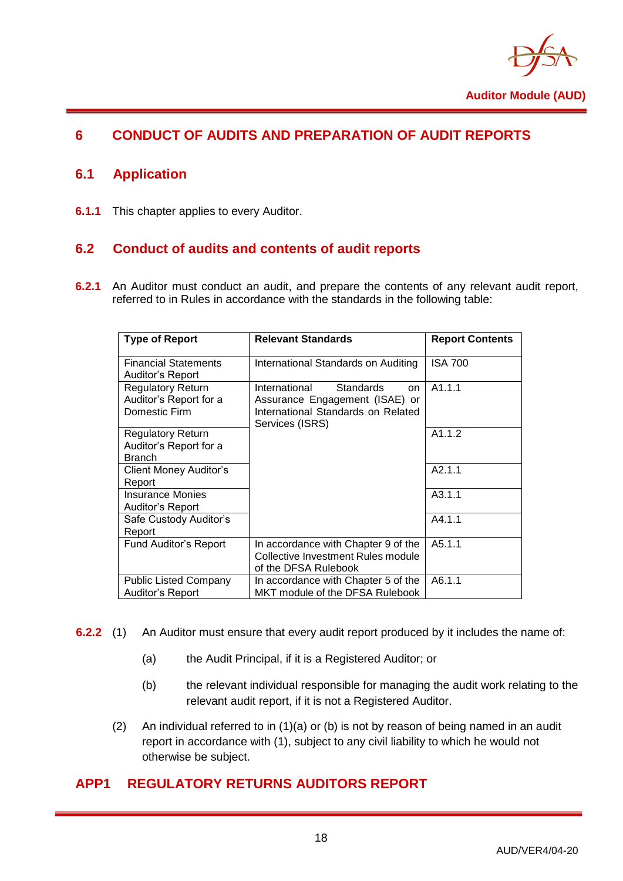# 6 CONDUCT OF AUDITS AND PREPARATION OF AUDIT REPORTS

## 6.1 Application

**6.1.1** This chapter applies to every Auditor.

## 6.2 Conduct of audits and contents of audit reports

**6.2.1** An Auditor must conduct an audit, and prepare the contents of any relevant audit report, referred to in Rules in accordance with the standards in the following table:

| Type of Report | Relevant Standards | Report Contents |
|---|---|---|
| Financial Statements Auditor's Report | International Standards on Auditing | ISA 700 |
| Regulatory Return Auditor's Report for a Domestic Firm | International Standards on Assurance Engagement (ISAE) or International Standards on Related Services (ISRS) | A1.1.1 |
| Regulatory Return Auditor's Report for a Branch | | A1.1.2 |
| Client Money Auditor's Report | | A2.1.1 |
| Insurance Monies Auditor's Report | | A3.1.1 |
| Safe Custody Auditor's Report | | A4.1.1 |
| Fund Auditor's Report | In accordance with Chapter 9 of the Collective Investment Rules module of the DFSA Rulebook | A5.1.1 |
| Public Listed Company Auditor's Report | In accordance with Chapter 5 of the MKT module of the DFSA Rulebook | A6.1.1 |

**6.2.2** (1) An Auditor must ensure that every audit report produced by it includes the name of:

(a) the Audit Principal, if it is a Registered Auditor; or

(b) the relevant individual responsible for managing the audit work relating to the relevant audit report, if it is not a Registered Auditor.

(2) An individual referred to in (1)(a) or (b) is not by reason of being named in an audit report in accordance with (1), subject to any civil liability to which he would not otherwise be subject.

# APP1 REGULATORY RETURNS AUDITORS REPORT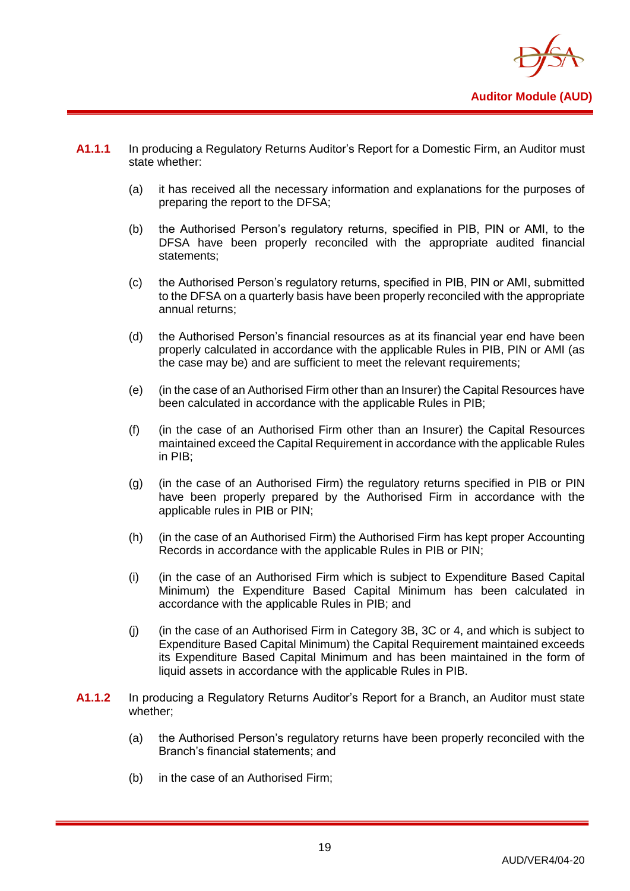**A1.1.1** In producing a Regulatory Returns Auditor's Report for a Domestic Firm, an Auditor must state whether:

(a) it has received all the necessary information and explanations for the purposes of preparing the report to the DFSA;

(b) the Authorised Person's regulatory returns, specified in PIB, PIN or AMI, to the DFSA have been properly reconciled with the appropriate audited financial statements;

(c) the Authorised Person's regulatory returns, specified in PIB, PIN or AMI, submitted to the DFSA on a quarterly basis have been properly reconciled with the appropriate annual returns;

(d) the Authorised Person's financial resources as at its financial year end have been properly calculated in accordance with the applicable Rules in PIB, PIN or AMI (as the case may be) and are sufficient to meet the relevant requirements;

(e) (in the case of an Authorised Firm other than an Insurer) the Capital Resources have been calculated in accordance with the applicable Rules in PIB;

(f) (in the case of an Authorised Firm other than an Insurer) the Capital Resources maintained exceed the Capital Requirement in accordance with the applicable Rules in PIB;

(g) (in the case of an Authorised Firm) the regulatory returns specified in PIB or PIN have been properly prepared by the Authorised Firm in accordance with the applicable rules in PIB or PIN;

(h) (in the case of an Authorised Firm) the Authorised Firm has kept proper Accounting Records in accordance with the applicable Rules in PIB or PIN;

(i) (in the case of an Authorised Firm which is subject to Expenditure Based Capital Minimum) the Expenditure Based Capital Minimum has been calculated in accordance with the applicable Rules in PIB; and

(j) (in the case of an Authorised Firm in Category 3B, 3C or 4, and which is subject to Expenditure Based Capital Minimum) the Capital Requirement maintained exceeds its Expenditure Based Capital Minimum and has been maintained in the form of liquid assets in accordance with the applicable Rules in PIB.

**A1.1.2** In producing a Regulatory Returns Auditor's Report for a Branch, an Auditor must state whether;

(a) the Authorised Person's regulatory returns have been properly reconciled with the Branch's financial statements; and

(b) in the case of an Authorised Firm;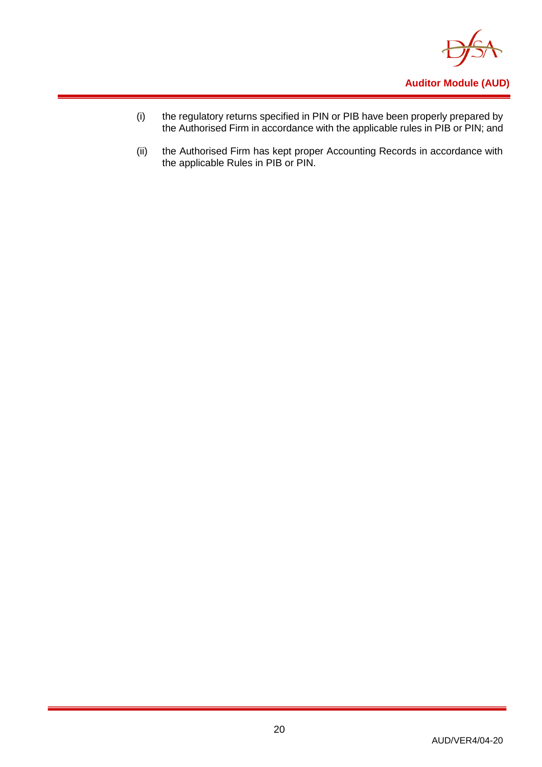(i) the regulatory returns specified in PIN or PIB have been properly prepared by the Authorised Firm in accordance with the applicable rules in PIB or PIN; and

(ii) the Authorised Firm has kept proper Accounting Records in accordance with the applicable Rules in PIB or PIN.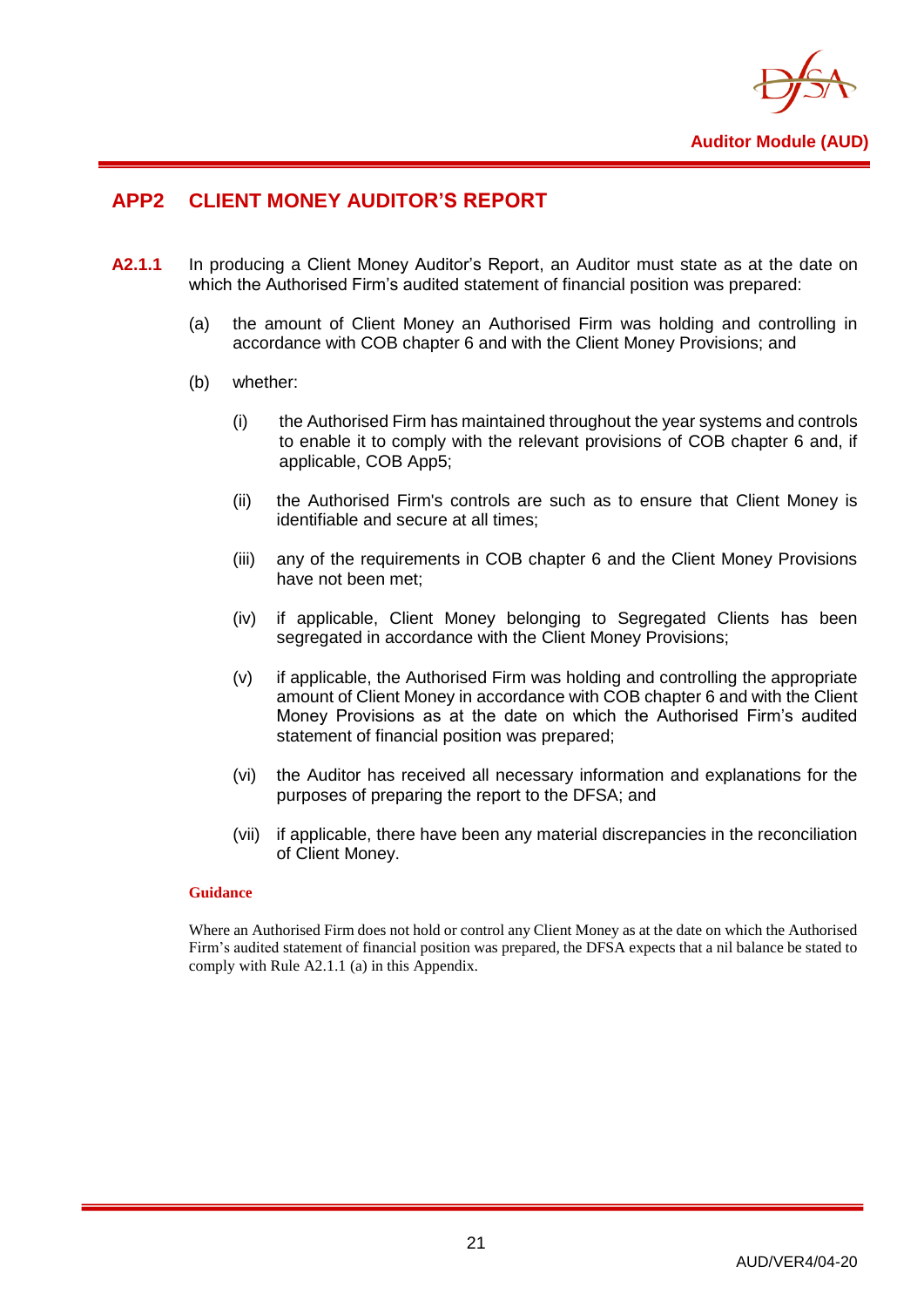## APP2 CLIENT MONEY AUDITOR'S REPORT

**A2.1.1** In producing a Client Money Auditor's Report, an Auditor must state as at the date on which the Authorised Firm's audited statement of financial position was prepared:

(a) the amount of Client Money an Authorised Firm was holding and controlling in accordance with COB chapter 6 and with the Client Money Provisions; and

(b) whether:

(i) the Authorised Firm has maintained throughout the year systems and controls to enable it to comply with the relevant provisions of COB chapter 6 and, if applicable, COB App5;

(ii) the Authorised Firm's controls are such as to ensure that Client Money is identifiable and secure at all times;

(iii) any of the requirements in COB chapter 6 and the Client Money Provisions have not been met;

(iv) if applicable, Client Money belonging to Segregated Clients has been segregated in accordance with the Client Money Provisions;

(v) if applicable, the Authorised Firm was holding and controlling the appropriate amount of Client Money in accordance with COB chapter 6 and with the Client Money Provisions as at the date on which the Authorised Firm's audited statement of financial position was prepared;

(vi) the Auditor has received all necessary information and explanations for the purposes of preparing the report to the DFSA; and

(vii) if applicable, there have been any material discrepancies in the reconciliation of Client Money.

**Guidance**

Where an Authorised Firm does not hold or control any Client Money as at the date on which the Authorised Firm's audited statement of financial position was prepared, the DFSA expects that a nil balance be stated to comply with Rule A2.1.1 (a) in this Appendix.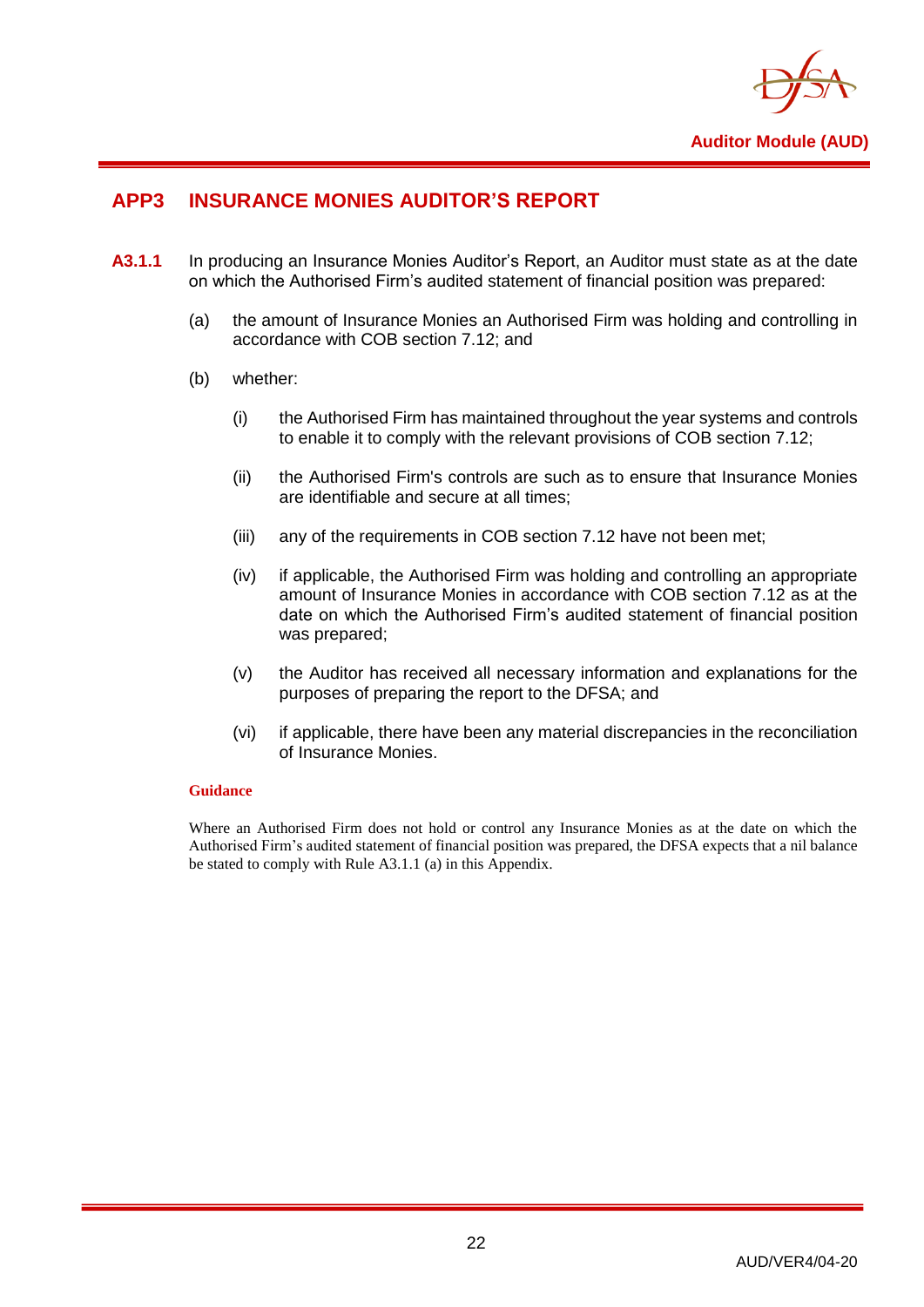## APP3 INSURANCE MONIES AUDITOR'S REPORT

**A3.1.1** In producing an Insurance Monies Auditor's Report, an Auditor must state as at the date on which the Authorised Firm's audited statement of financial position was prepared:

(a) the amount of Insurance Monies an Authorised Firm was holding and controlling in accordance with COB section 7.12; and

(b) whether:

(i) the Authorised Firm has maintained throughout the year systems and controls to enable it to comply with the relevant provisions of COB section 7.12;

(ii) the Authorised Firm's controls are such as to ensure that Insurance Monies are identifiable and secure at all times;

(iii) any of the requirements in COB section 7.12 have not been met;

(iv) if applicable, the Authorised Firm was holding and controlling an appropriate amount of Insurance Monies in accordance with COB section 7.12 as at the date on which the Authorised Firm's audited statement of financial position was prepared;

(v) the Auditor has received all necessary information and explanations for the purposes of preparing the report to the DFSA; and

(vi) if applicable, there have been any material discrepancies in the reconciliation of Insurance Monies.

**Guidance**

Where an Authorised Firm does not hold or control any Insurance Monies as at the date on which the Authorised Firm's audited statement of financial position was prepared, the DFSA expects that a nil balance be stated to comply with Rule A3.1.1 (a) in this Appendix.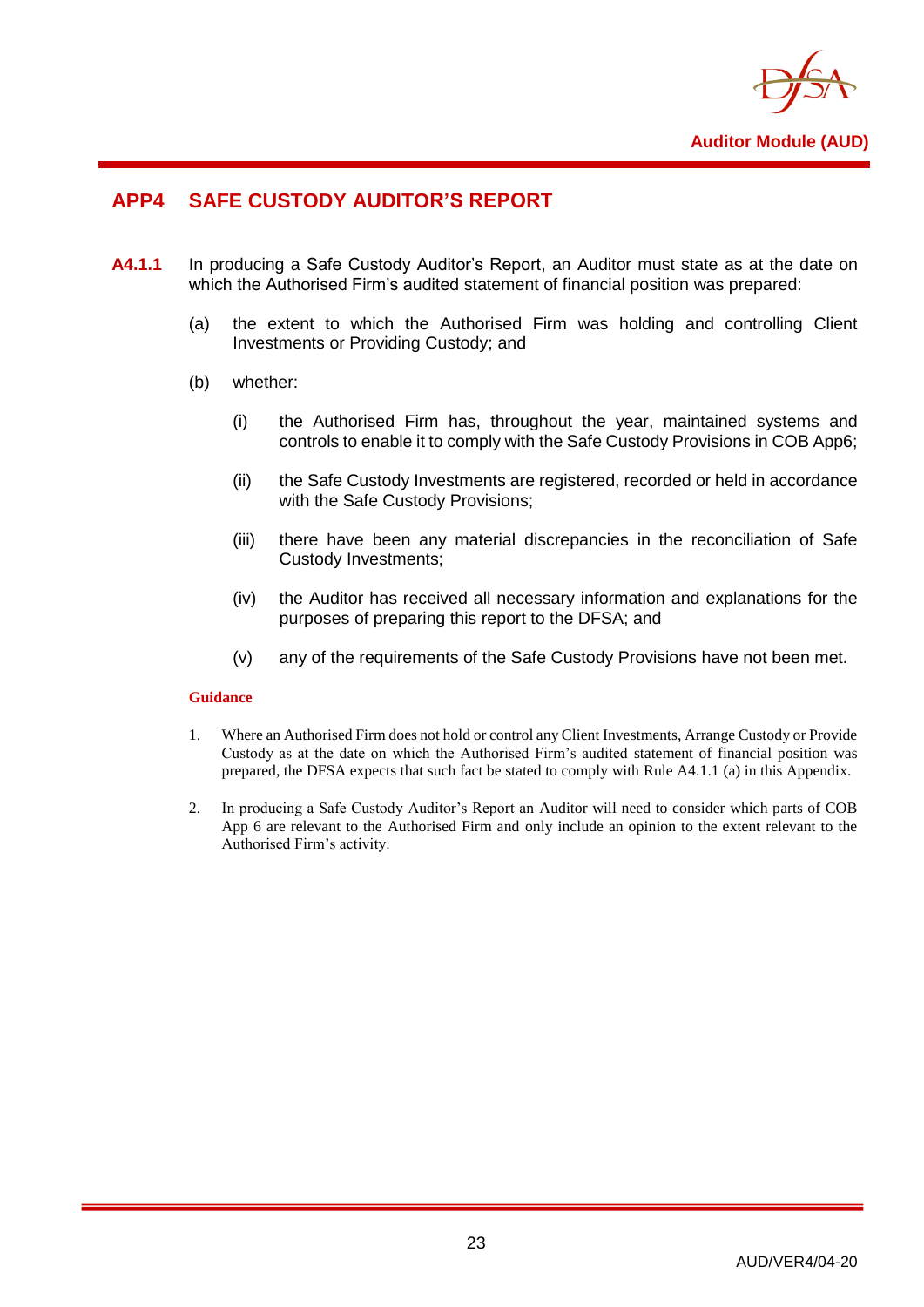## APP4 SAFE CUSTODY AUDITOR'S REPORT

**A4.1.1** In producing a Safe Custody Auditor's Report, an Auditor must state as at the date on which the Authorised Firm's audited statement of financial position was prepared:

(a) the extent to which the Authorised Firm was holding and controlling Client Investments or Providing Custody; and

(b) whether:

(i) the Authorised Firm has, throughout the year, maintained systems and controls to enable it to comply with the Safe Custody Provisions in COB App6;

(ii) the Safe Custody Investments are registered, recorded or held in accordance with the Safe Custody Provisions;

(iii) there have been any material discrepancies in the reconciliation of Safe Custody Investments;

(iv) the Auditor has received all necessary information and explanations for the purposes of preparing this report to the DFSA; and

(v) any of the requirements of the Safe Custody Provisions have not been met.

**Guidance**

1. Where an Authorised Firm does not hold or control any Client Investments, Arrange Custody or Provide Custody as at the date on which the Authorised Firm's audited statement of financial position was prepared, the DFSA expects that such fact be stated to comply with Rule A4.1.1 (a) in this Appendix.

2. In producing a Safe Custody Auditor's Report an Auditor will need to consider which parts of COB App 6 are relevant to the Authorised Firm and only include an opinion to the extent relevant to the Authorised Firm's activity.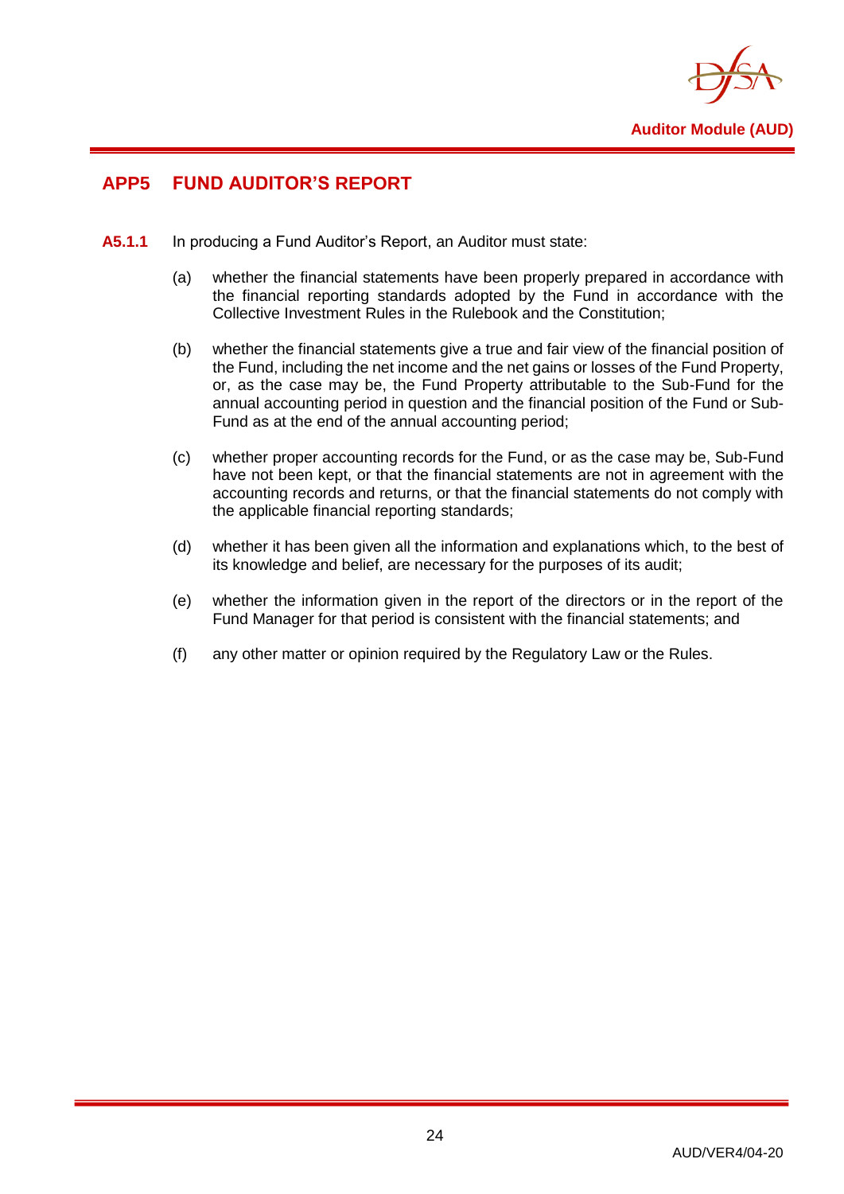## APP5 FUND AUDITOR'S REPORT

**A5.1.1** In producing a Fund Auditor's Report, an Auditor must state:

(a) whether the financial statements have been properly prepared in accordance with the financial reporting standards adopted by the Fund in accordance with the Collective Investment Rules in the Rulebook and the Constitution;

(b) whether the financial statements give a true and fair view of the financial position of the Fund, including the net income and the net gains or losses of the Fund Property, or, as the case may be, the Fund Property attributable to the Sub-Fund for the annual accounting period in question and the financial position of the Fund or Sub-Fund as at the end of the annual accounting period;

(c) whether proper accounting records for the Fund, or as the case may be, Sub-Fund have not been kept, or that the financial statements are not in agreement with the accounting records and returns, or that the financial statements do not comply with the applicable financial reporting standards;

(d) whether it has been given all the information and explanations which, to the best of its knowledge and belief, are necessary for the purposes of its audit;

(e) whether the information given in the report of the directors or in the report of the Fund Manager for that period is consistent with the financial statements; and

(f) any other matter or opinion required by the Regulatory Law or the Rules.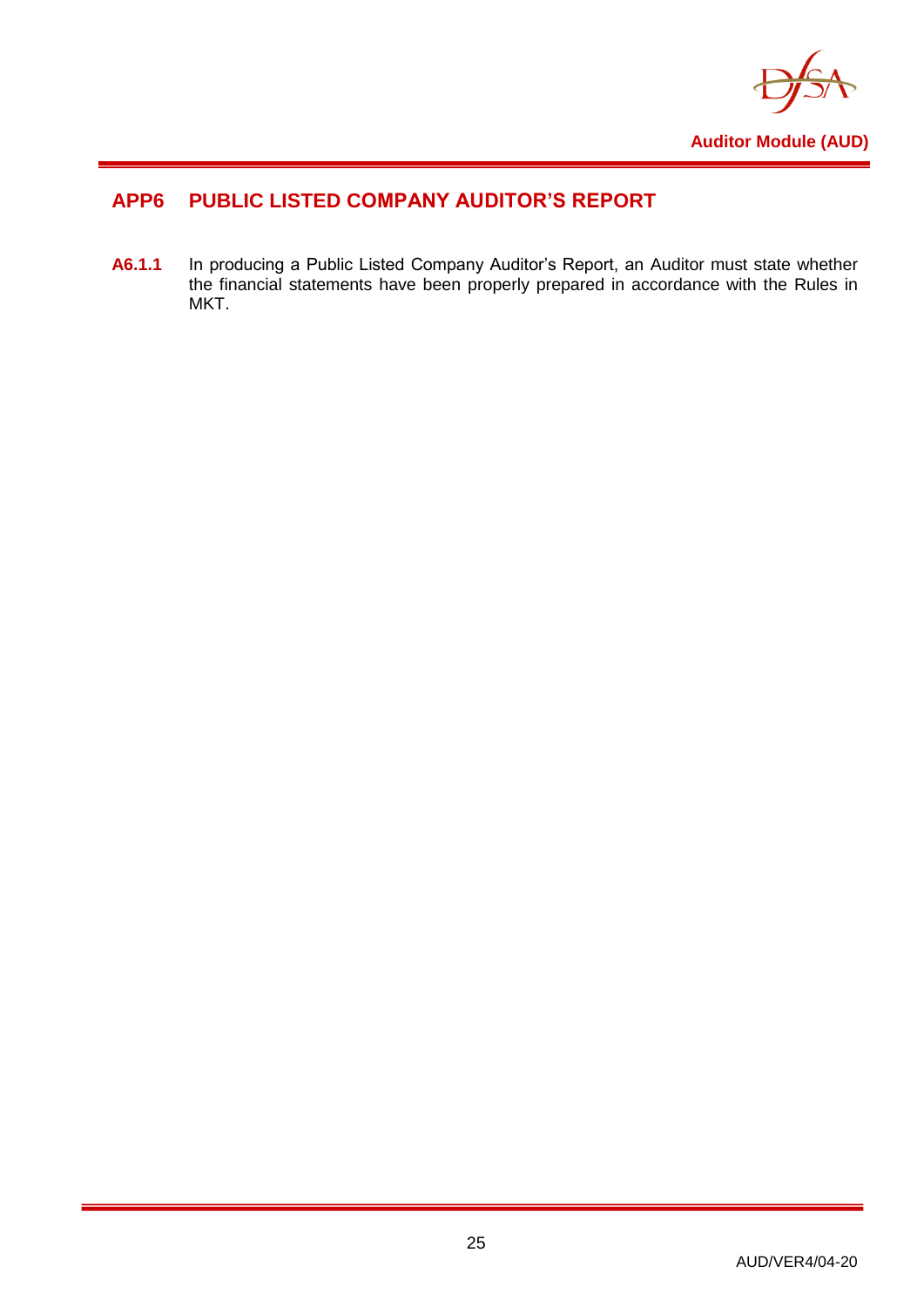## APP6 PUBLIC LISTED COMPANY AUDITOR'S REPORT

**A6.1.1** In producing a Public Listed Company Auditor's Report, an Auditor must state whether the financial statements have been properly prepared in accordance with the Rules in MKT.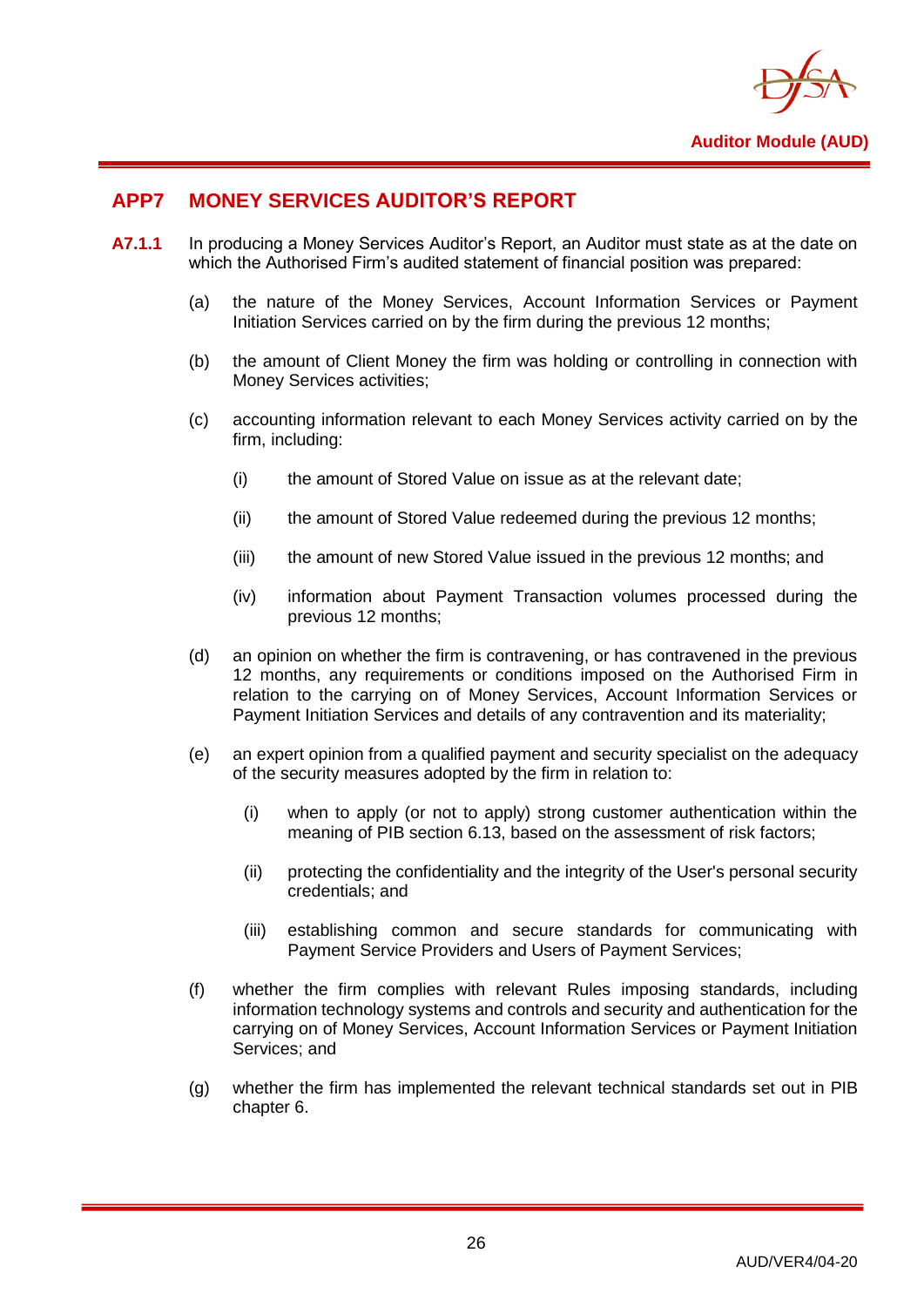## APP7 MONEY SERVICES AUDITOR'S REPORT

**A7.1.1** In producing a Money Services Auditor's Report, an Auditor must state as at the date on which the Authorised Firm's audited statement of financial position was prepared:

(a) the nature of the Money Services, Account Information Services or Payment Initiation Services carried on by the firm during the previous 12 months;

(b) the amount of Client Money the firm was holding or controlling in connection with Money Services activities;

(c) accounting information relevant to each Money Services activity carried on by the firm, including:

  (i) the amount of Stored Value on issue as at the relevant date;

  (ii) the amount of Stored Value redeemed during the previous 12 months;

  (iii) the amount of new Stored Value issued in the previous 12 months; and

  (iv) information about Payment Transaction volumes processed during the previous 12 months;

(d) an opinion on whether the firm is contravening, or has contravened in the previous 12 months, any requirements or conditions imposed on the Authorised Firm in relation to the carrying on of Money Services, Account Information Services or Payment Initiation Services and details of any contravention and its materiality;

(e) an expert opinion from a qualified payment and security specialist on the adequacy of the security measures adopted by the firm in relation to:

  (i) when to apply (or not to apply) strong customer authentication within the meaning of PIB section 6.13, based on the assessment of risk factors;

  (ii) protecting the confidentiality and the integrity of the User's personal security credentials; and

  (iii) establishing common and secure standards for communicating with Payment Service Providers and Users of Payment Services;

(f) whether the firm complies with relevant Rules imposing standards, including information technology systems and controls and security and authentication for the carrying on of Money Services, Account Information Services or Payment Initiation Services; and

(g) whether the firm has implemented the relevant technical standards set out in PIB chapter 6.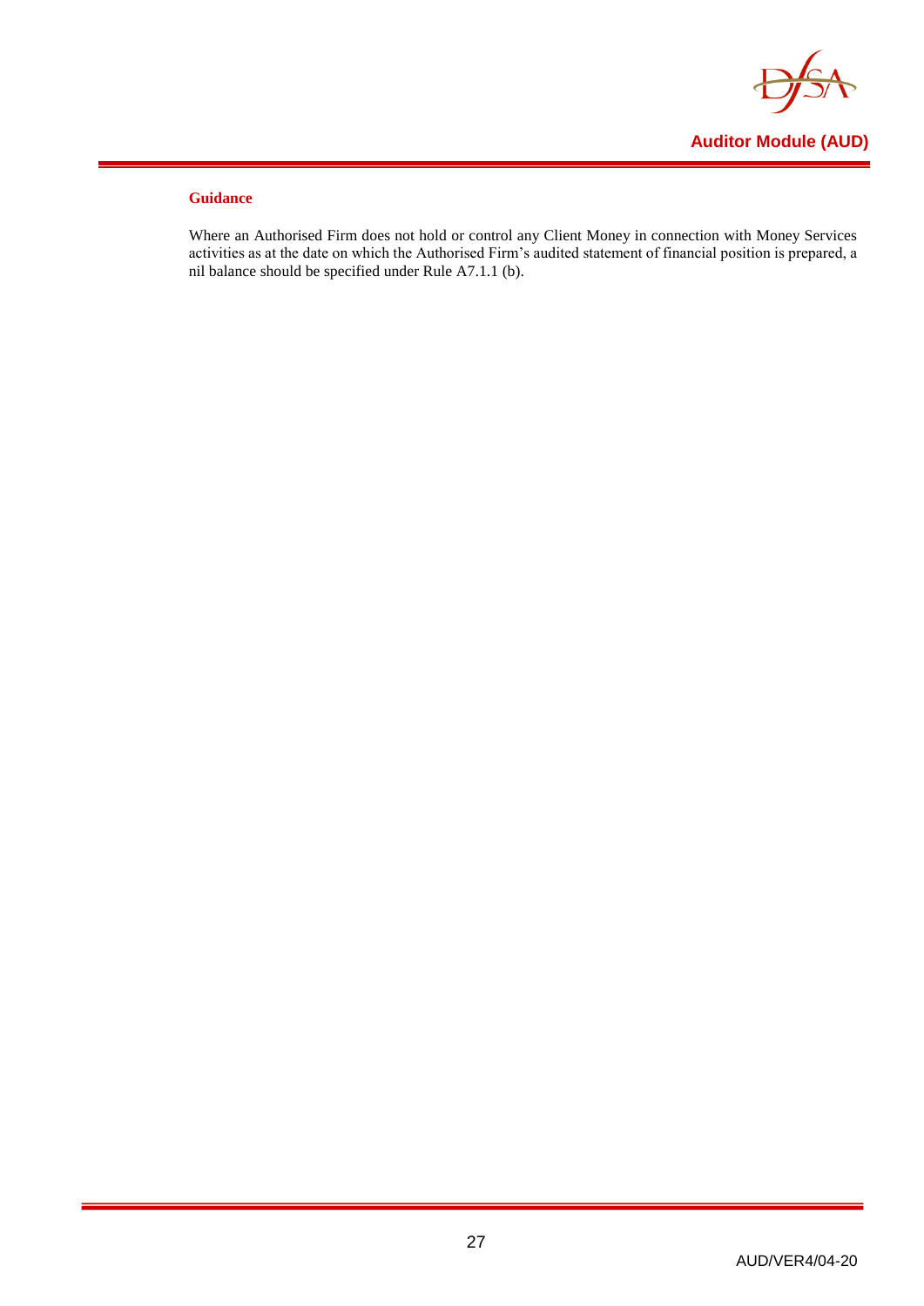**Guidance**

Where an Authorised Firm does not hold or control any Client Money in connection with Money Services activities as at the date on which the Authorised Firm's audited statement of financial position is prepared, a nil balance should be specified under Rule A7.1.1 (b).